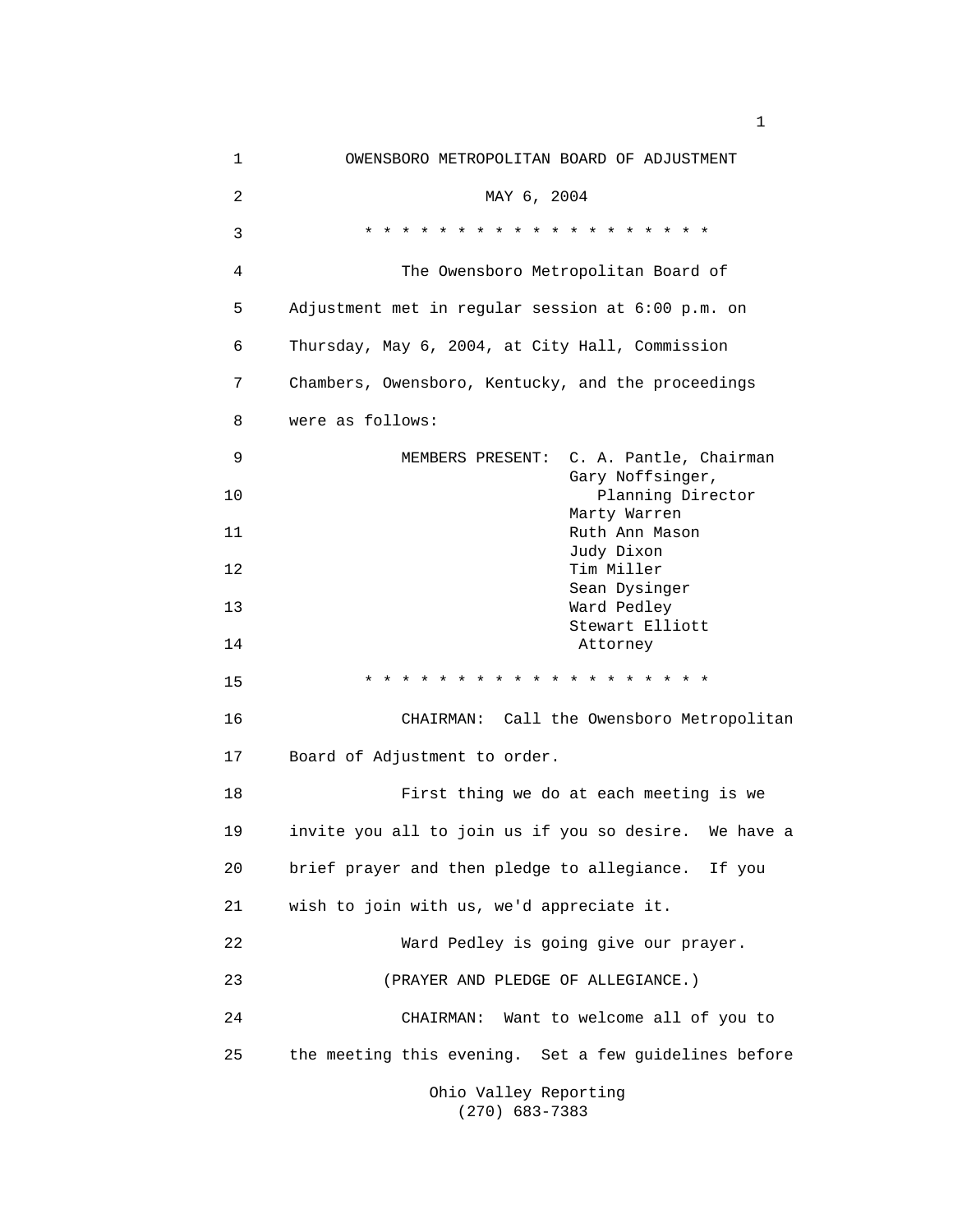OWENSBORO METROPOLITAN BOARD OF ADJUSTMENT

MAY 6, 2004

\* \* \* \* \* \* \* \* \* \* \* \* \* \* \* \* \* \* \* \*

The Owensboro Metropolitan Board of Adjustment met in regular session at 6:00 p.m. on Thursday, May 6, 2004, at City Hall, Commission Chambers, Owensboro, Kentucky, and the proceedings were as follows:

MEMBERS PRESENT:
C. A. Pantle, Chairman
Gary Noffsinger, Planning Director
Marty Warren
Ruth Ann Mason
Judy Dixon
Tim Miller
Sean Dysinger
Ward Pedley
Stewart Elliott Attorney

\* \* \* \* \* \* \* \* \* \* \* \* \* \* \* \* \* \* \* \*

CHAIRMAN: Call the Owensboro Metropolitan Board of Adjustment to order.

First thing we do at each meeting is we invite you all to join us if you so desire. We have a brief prayer and then pledge to allegiance. If you wish to join with us, we'd appreciate it.

Ward Pedley is going give our prayer.

(PRAYER AND PLEDGE OF ALLEGIANCE.)

CHAIRMAN: Want to welcome all of you to the meeting this evening. Set a few guidelines before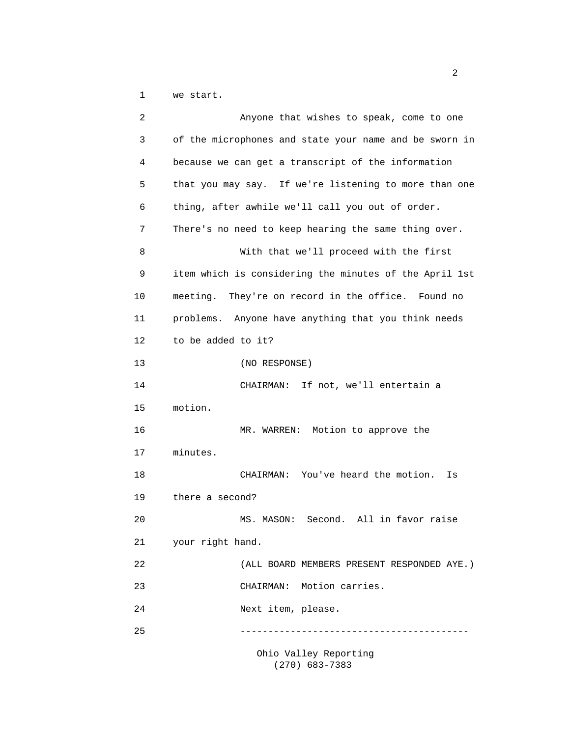we start.

Anyone that wishes to speak, come to one of the microphones and state your name and be sworn in because we can get a transcript of the information that you may say. If we're listening to more than one thing, after awhile we'll call you out of order. There's no need to keep hearing the same thing over.

With that we'll proceed with the first item which is considering the minutes of the April 1st meeting. They're on record in the office. Found no problems. Anyone have anything that you think needs to be added to it?

(NO RESPONSE)

CHAIRMAN: If not, we'll entertain a motion.

MR. WARREN: Motion to approve the minutes.

CHAIRMAN: You've heard the motion. Is there a second?

MS. MASON: Second. All in favor raise your right hand.

(ALL BOARD MEMBERS PRESENT RESPONDED AYE.)

CHAIRMAN: Motion carries.

Next item, please.

----------------------------------------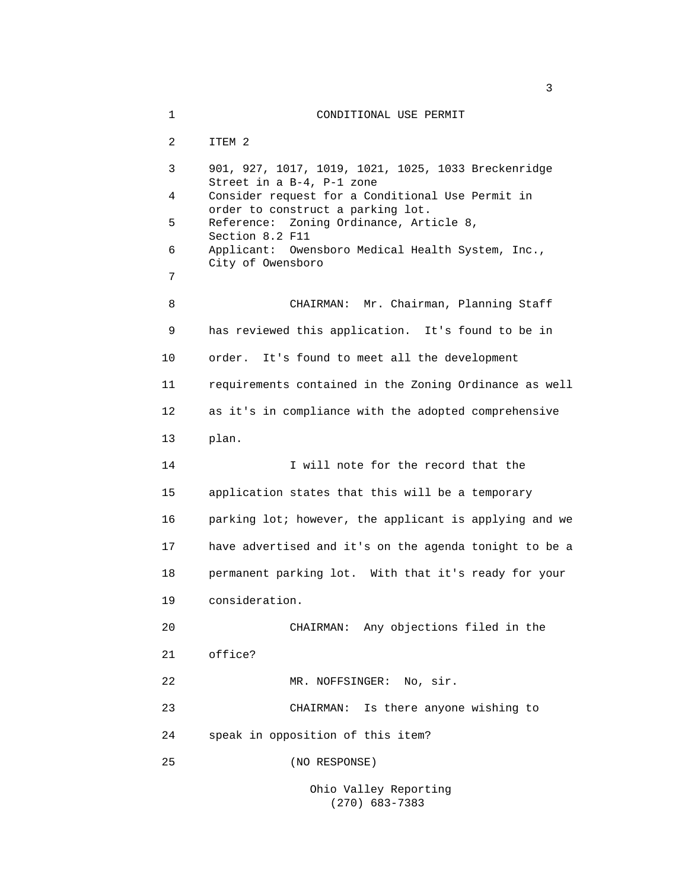# CONDITIONAL USE PERMIT

ITEM 2

901, 927, 1017, 1019, 1021, 1025, 1033 Breckenridge Street in a B-4, P-1 zone
Consider request for a Conditional Use Permit in order to construct a parking lot.
Reference: Zoning Ordinance, Article 8, Section 8.2 F11
Applicant: Owensboro Medical Health System, Inc., City of Owensboro

CHAIRMAN: Mr. Chairman, Planning Staff has reviewed this application. It's found to be in order. It's found to meet all the development requirements contained in the Zoning Ordinance as well as it's in compliance with the adopted comprehensive plan.

I will note for the record that the application states that this will be a temporary parking lot; however, the applicant is applying and we have advertised and it's on the agenda tonight to be a permanent parking lot. With that it's ready for your consideration.

CHAIRMAN: Any objections filed in the office?

MR. NOFFSINGER: No, sir.

CHAIRMAN: Is there anyone wishing to speak in opposition of this item?

(NO RESPONSE)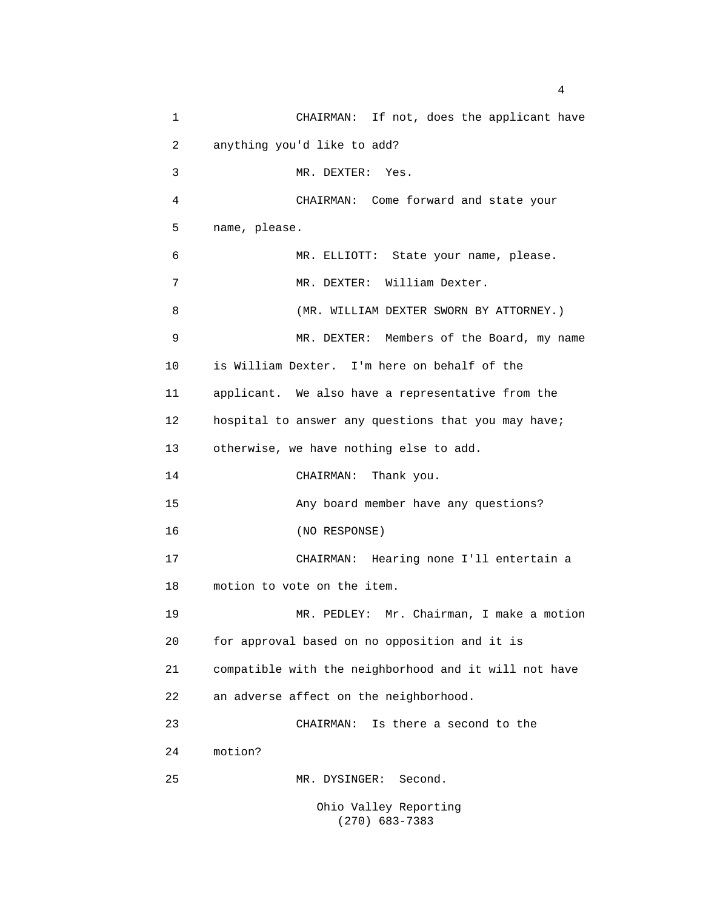CHAIRMAN: If not, does the applicant have anything you'd like to add?

MR. DEXTER: Yes.

CHAIRMAN: Come forward and state your name, please.

MR. ELLIOTT: State your name, please.

MR. DEXTER: William Dexter.

(MR. WILLIAM DEXTER SWORN BY ATTORNEY.)

MR. DEXTER: Members of the Board, my name is William Dexter. I'm here on behalf of the applicant. We also have a representative from the hospital to answer any questions that you may have; otherwise, we have nothing else to add.

CHAIRMAN: Thank you.

Any board member have any questions?

(NO RESPONSE)

CHAIRMAN: Hearing none I'll entertain a motion to vote on the item.

MR. PEDLEY: Mr. Chairman, I make a motion for approval based on no opposition and it is compatible with the neighborhood and it will not have an adverse affect on the neighborhood.

CHAIRMAN: Is there a second to the motion?

MR. DYSINGER: Second.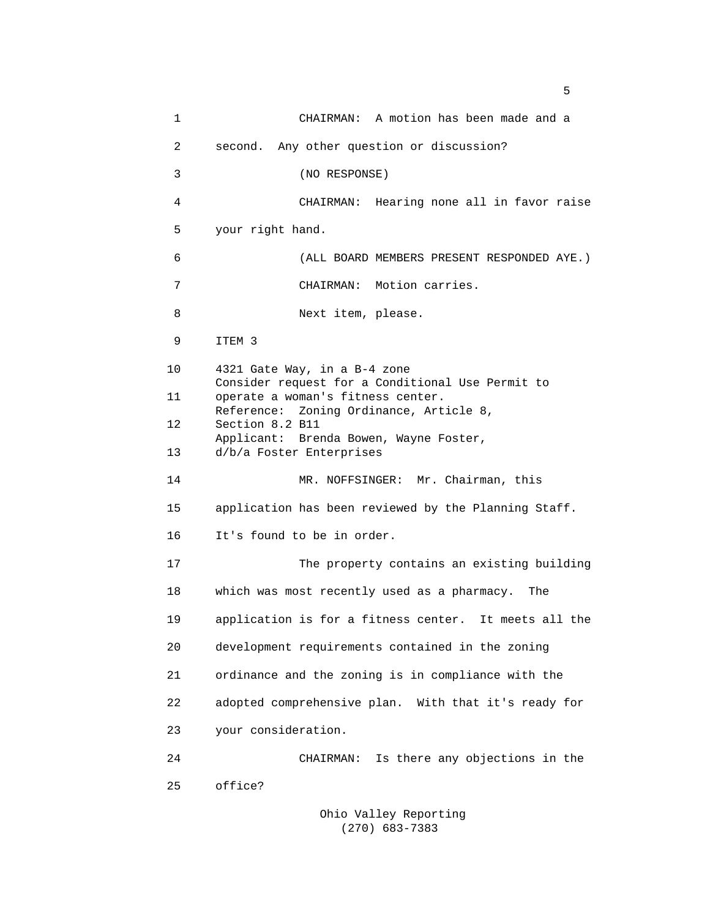CHAIRMAN: A motion has been made and a second. Any other question or discussion?

(NO RESPONSE)

CHAIRMAN: Hearing none all in favor raise your right hand.

(ALL BOARD MEMBERS PRESENT RESPONDED AYE.)

CHAIRMAN: Motion carries.

Next item, please.

ITEM 3

4321 Gate Way, in a B-4 zone
Consider request for a Conditional Use Permit to operate a woman's fitness center.
Reference: Zoning Ordinance, Article 8, Section 8.2 B11
Applicant: Brenda Bowen, Wayne Foster, d/b/a Foster Enterprises

MR. NOFFSINGER: Mr. Chairman, this application has been reviewed by the Planning Staff. It's found to be in order.

The property contains an existing building which was most recently used as a pharmacy. The application is for a fitness center. It meets all the development requirements contained in the zoning ordinance and the zoning is in compliance with the adopted comprehensive plan. With that it's ready for your consideration.

CHAIRMAN: Is there any objections in the office?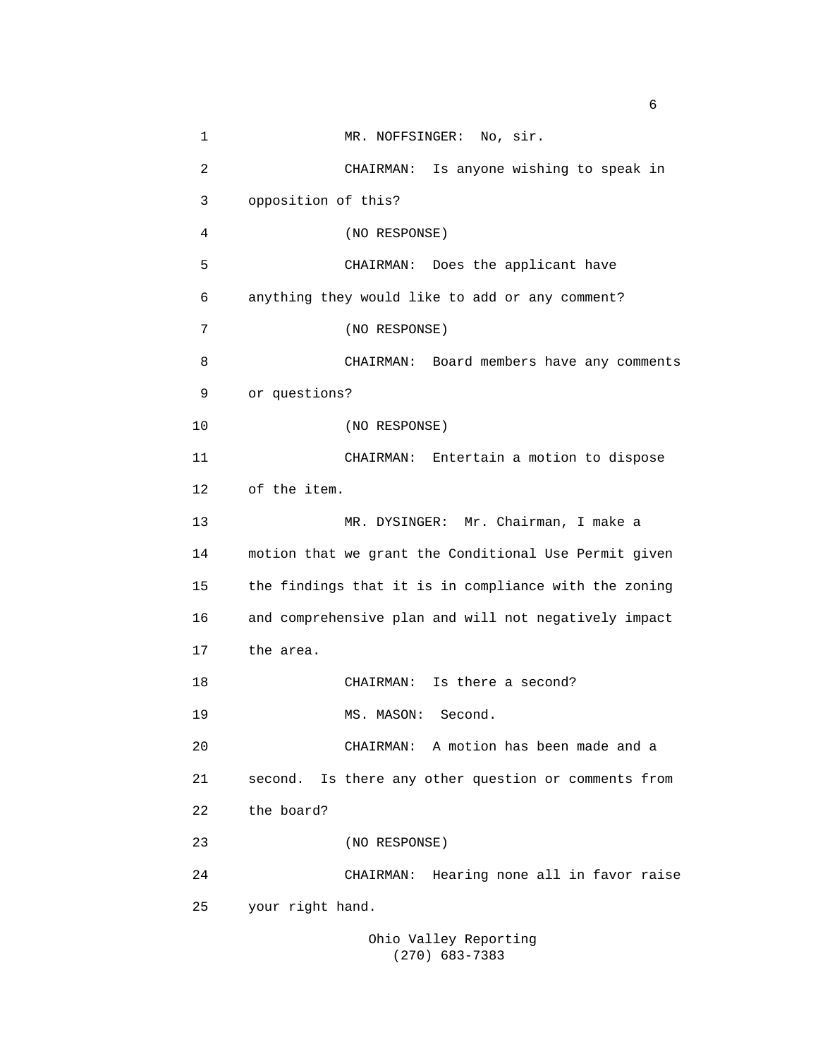MR. NOFFSINGER: No, sir.

CHAIRMAN: Is anyone wishing to speak in opposition of this?

(NO RESPONSE)

CHAIRMAN: Does the applicant have anything they would like to add or any comment?

(NO RESPONSE)

CHAIRMAN: Board members have any comments or questions?

(NO RESPONSE)

CHAIRMAN: Entertain a motion to dispose of the item.

MR. DYSINGER: Mr. Chairman, I make a motion that we grant the Conditional Use Permit given the findings that it is in compliance with the zoning and comprehensive plan and will not negatively impact the area.

CHAIRMAN: Is there a second?

MS. MASON: Second.

CHAIRMAN: A motion has been made and a second. Is there any other question or comments from the board?

(NO RESPONSE)

CHAIRMAN: Hearing none all in favor raise your right hand.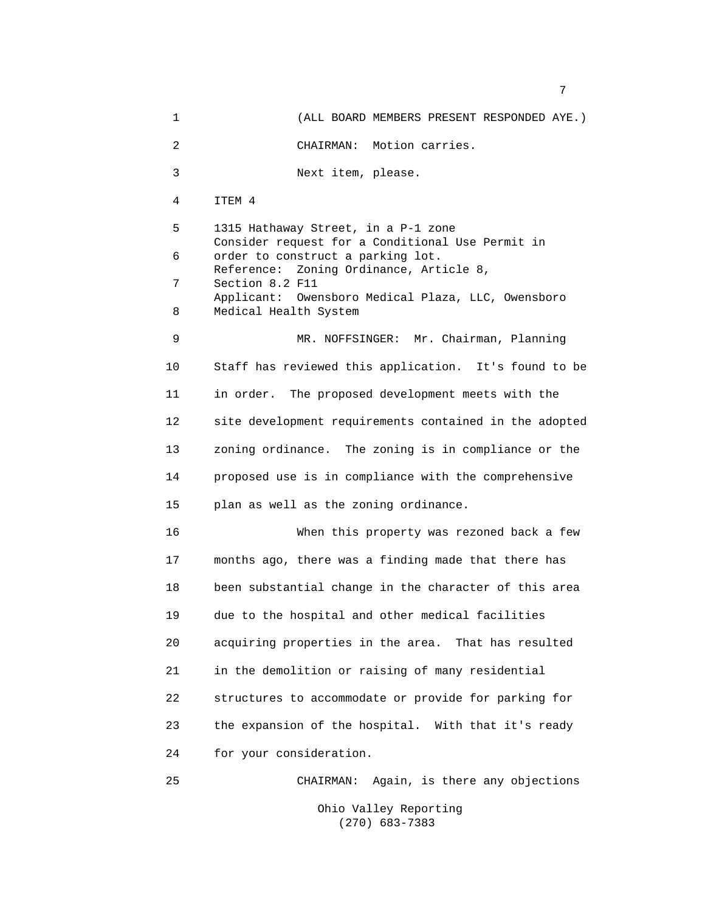(ALL BOARD MEMBERS PRESENT RESPONDED AYE.)

CHAIRMAN: Motion carries.

Next item, please.

ITEM 4

1315 Hathaway Street, in a P-1 zone
Consider request for a Conditional Use Permit in order to construct a parking lot.
Reference: Zoning Ordinance, Article 8, Section 8.2 F11
Applicant: Owensboro Medical Plaza, LLC, Owensboro Medical Health System

MR. NOFFSINGER: Mr. Chairman, Planning Staff has reviewed this application. It's found to be in order. The proposed development meets with the site development requirements contained in the adopted zoning ordinance. The zoning is in compliance or the proposed use is in compliance with the comprehensive plan as well as the zoning ordinance.

When this property was rezoned back a few months ago, there was a finding made that there has been substantial change in the character of this area due to the hospital and other medical facilities acquiring properties in the area. That has resulted in the demolition or raising of many residential structures to accommodate or provide for parking for the expansion of the hospital. With that it's ready for your consideration.

CHAIRMAN: Again, is there any objections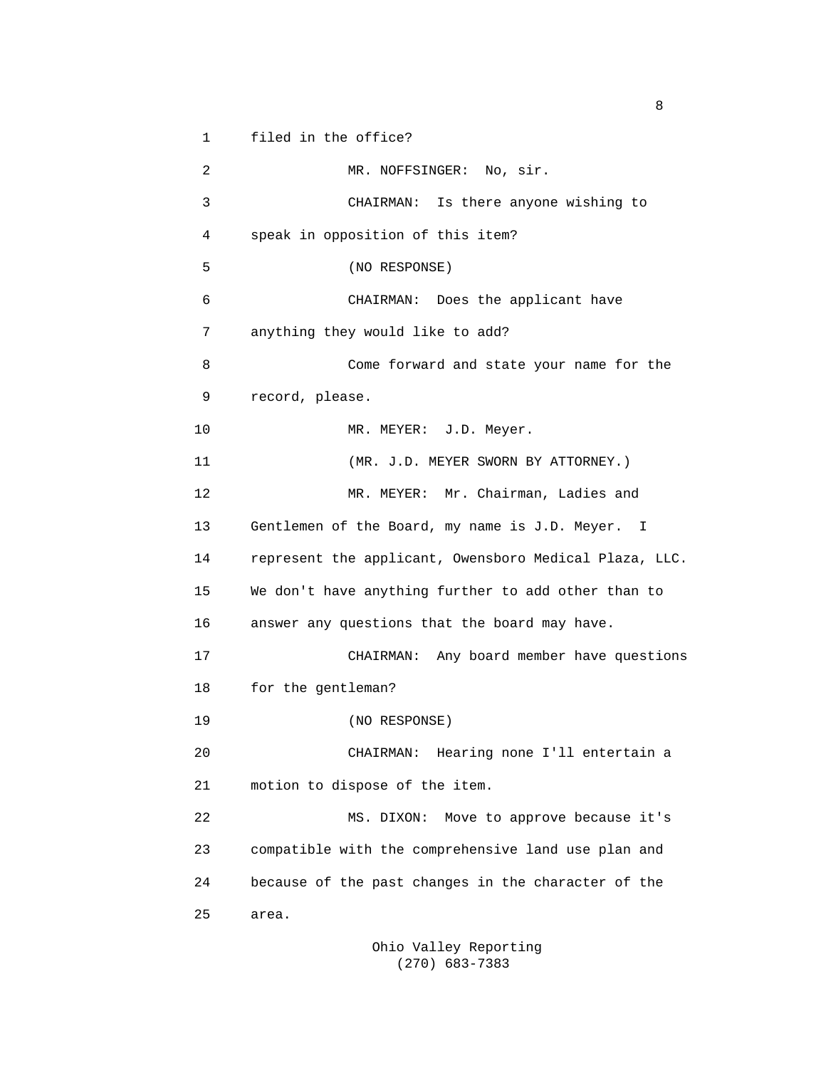filed in the office?

MR. NOFFSINGER: No, sir.

CHAIRMAN: Is there anyone wishing to speak in opposition of this item?

(NO RESPONSE)

CHAIRMAN: Does the applicant have anything they would like to add?

Come forward and state your name for the record, please.

MR. MEYER: J.D. Meyer.

(MR. J.D. MEYER SWORN BY ATTORNEY.)

MR. MEYER: Mr. Chairman, Ladies and Gentlemen of the Board, my name is J.D. Meyer. I represent the applicant, Owensboro Medical Plaza, LLC. We don't have anything further to add other than to answer any questions that the board may have.

CHAIRMAN: Any board member have questions for the gentleman?

(NO RESPONSE)

CHAIRMAN: Hearing none I'll entertain a motion to dispose of the item.

MS. DIXON: Move to approve because it's compatible with the comprehensive land use plan and because of the past changes in the character of the area.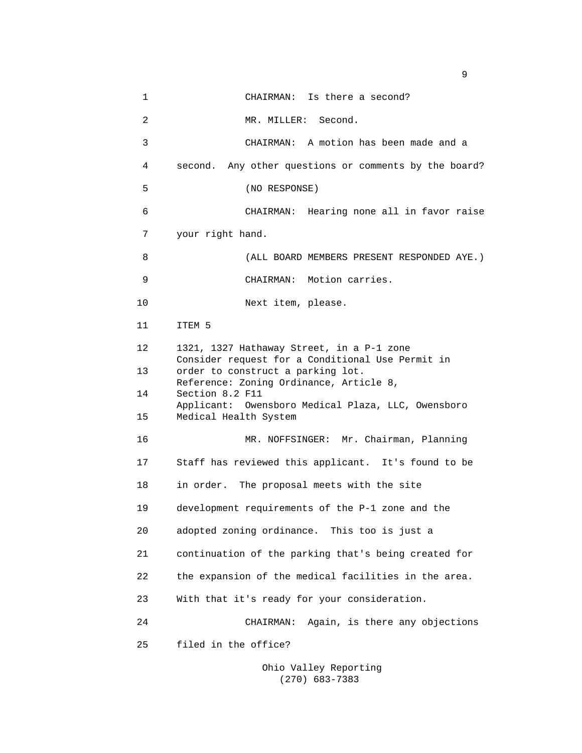CHAIRMAN: Is there a second?

MR. MILLER: Second.

CHAIRMAN: A motion has been made and a second. Any other questions or comments by the board?

(NO RESPONSE)

CHAIRMAN: Hearing none all in favor raise your right hand.

(ALL BOARD MEMBERS PRESENT RESPONDED AYE.)

CHAIRMAN: Motion carries.

Next item, please.

ITEM 5

1321, 1327 Hathaway Street, in a P-1 zone
Consider request for a Conditional Use Permit in order to construct a parking lot.
Reference: Zoning Ordinance, Article 8, Section 8.2 F11
Applicant: Owensboro Medical Plaza, LLC, Owensboro Medical Health System

MR. NOFFSINGER: Mr. Chairman, Planning Staff has reviewed this applicant. It's found to be in order. The proposal meets with the site development requirements of the P-1 zone and the adopted zoning ordinance. This too is just a continuation of the parking that's being created for the expansion of the medical facilities in the area. With that it's ready for your consideration.

CHAIRMAN: Again, is there any objections filed in the office?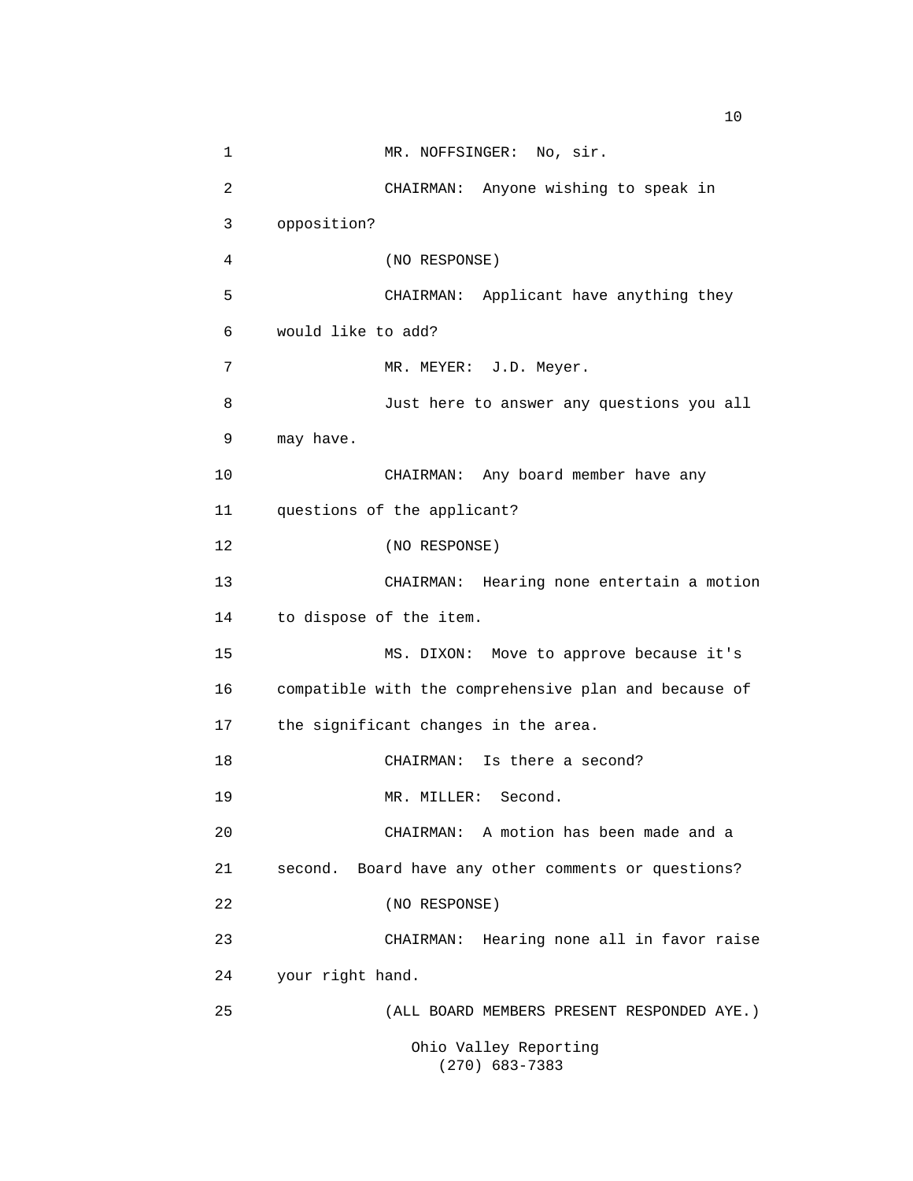MR. NOFFSINGER: No, sir.

CHAIRMAN: Anyone wishing to speak in opposition?

(NO RESPONSE)

CHAIRMAN: Applicant have anything they would like to add?

MR. MEYER: J.D. Meyer.

Just here to answer any questions you all may have.

CHAIRMAN: Any board member have any questions of the applicant?

(NO RESPONSE)

CHAIRMAN: Hearing none entertain a motion to dispose of the item.

MS. DIXON: Move to approve because it's compatible with the comprehensive plan and because of the significant changes in the area.

CHAIRMAN: Is there a second?

MR. MILLER: Second.

CHAIRMAN: A motion has been made and a second. Board have any other comments or questions?

(NO RESPONSE)

CHAIRMAN: Hearing none all in favor raise your right hand.

(ALL BOARD MEMBERS PRESENT RESPONDED AYE.)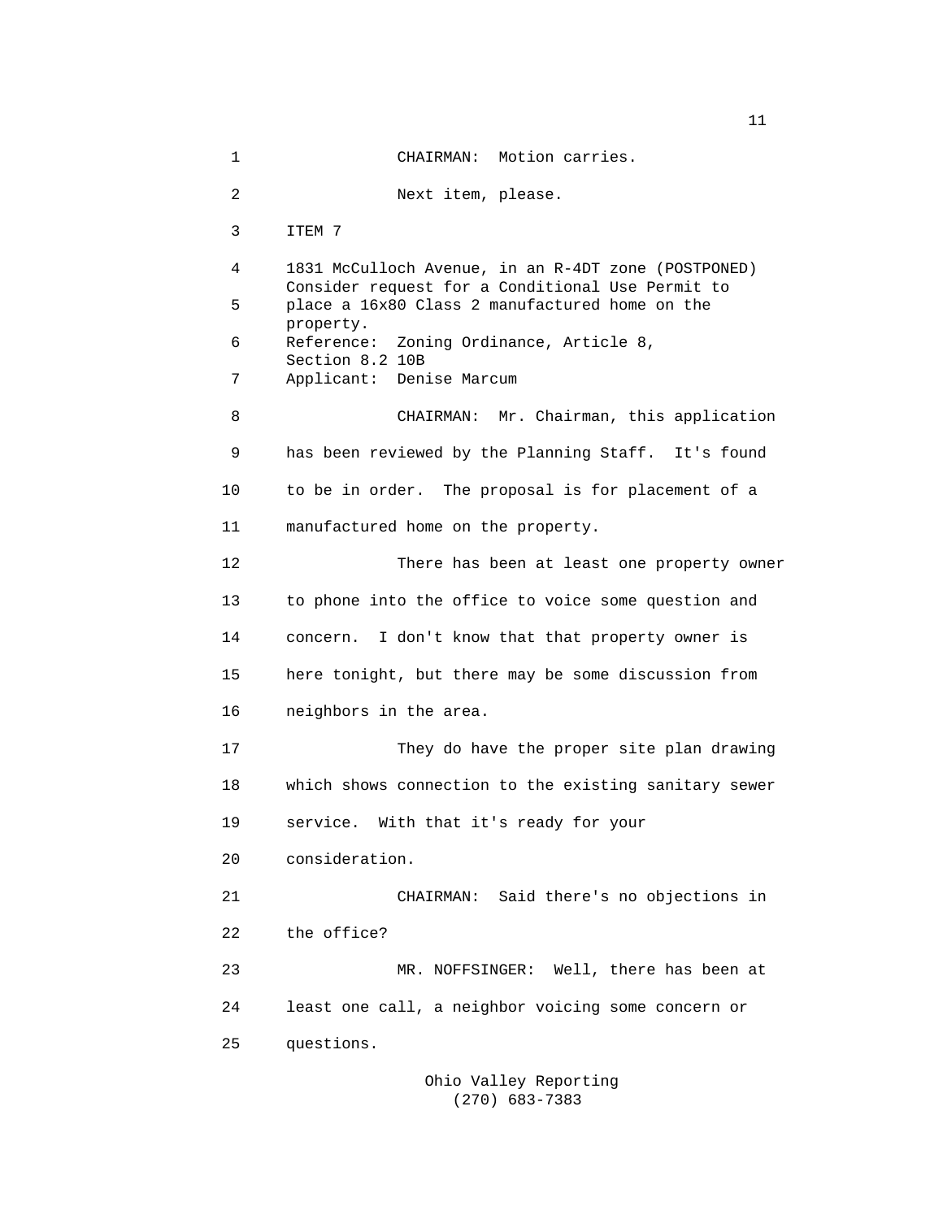CHAIRMAN: Motion carries.

Next item, please.

ITEM 7

1831 McCulloch Avenue, in an R-4DT zone (POSTPONED)
Consider request for a Conditional Use Permit to place a 16x80 Class 2 manufactured home on the property.
Reference: Zoning Ordinance, Article 8, Section 8.2 10B
Applicant: Denise Marcum

CHAIRMAN: Mr. Chairman, this application has been reviewed by the Planning Staff. It's found to be in order. The proposal is for placement of a manufactured home on the property.

There has been at least one property owner to phone into the office to voice some question and concern. I don't know that that property owner is here tonight, but there may be some discussion from neighbors in the area.

They do have the proper site plan drawing which shows connection to the existing sanitary sewer service. With that it's ready for your consideration.

CHAIRMAN: Said there's no objections in the office?

MR. NOFFSINGER: Well, there has been at least one call, a neighbor voicing some concern or questions.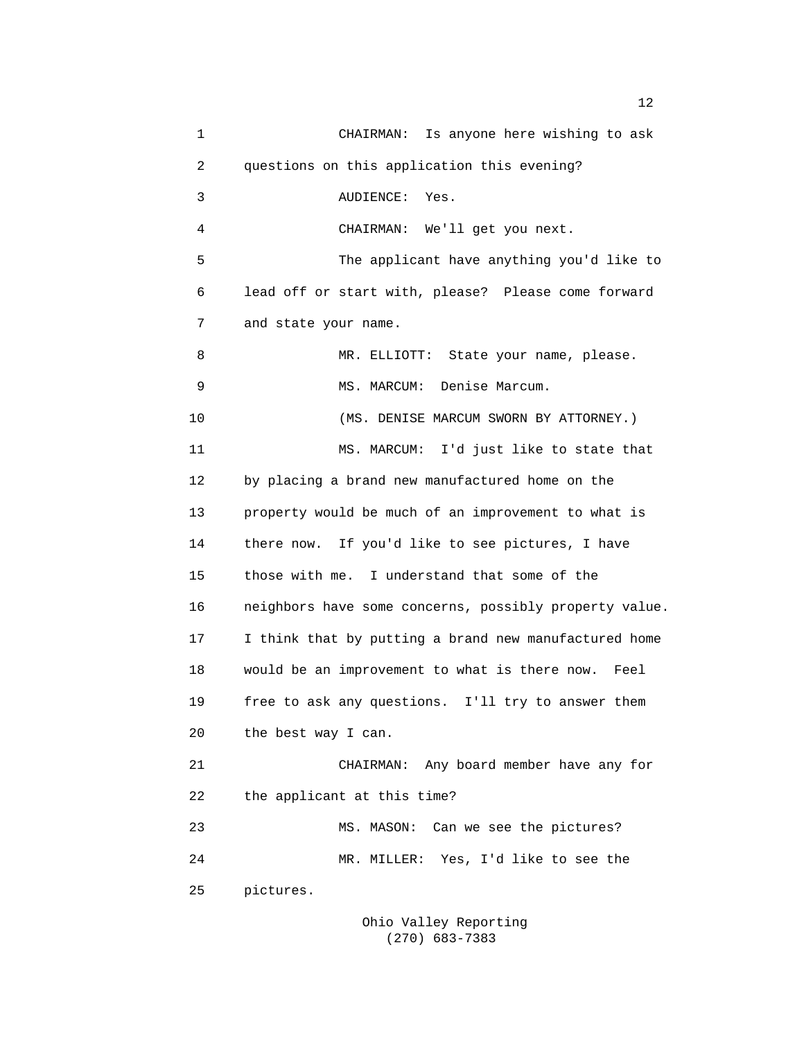CHAIRMAN: Is anyone here wishing to ask questions on this application this evening?

AUDIENCE: Yes.

CHAIRMAN: We'll get you next.

The applicant have anything you'd like to lead off or start with, please? Please come forward and state your name.

MR. ELLIOTT: State your name, please.

MS. MARCUM: Denise Marcum.

(MS. DENISE MARCUM SWORN BY ATTORNEY.)

MS. MARCUM: I'd just like to state that by placing a brand new manufactured home on the property would be much of an improvement to what is there now. If you'd like to see pictures, I have those with me. I understand that some of the neighbors have some concerns, possibly property value. I think that by putting a brand new manufactured home would be an improvement to what is there now. Feel free to ask any questions. I'll try to answer them the best way I can.

CHAIRMAN: Any board member have any for the applicant at this time?

MS. MASON: Can we see the pictures?

MR. MILLER: Yes, I'd like to see the pictures.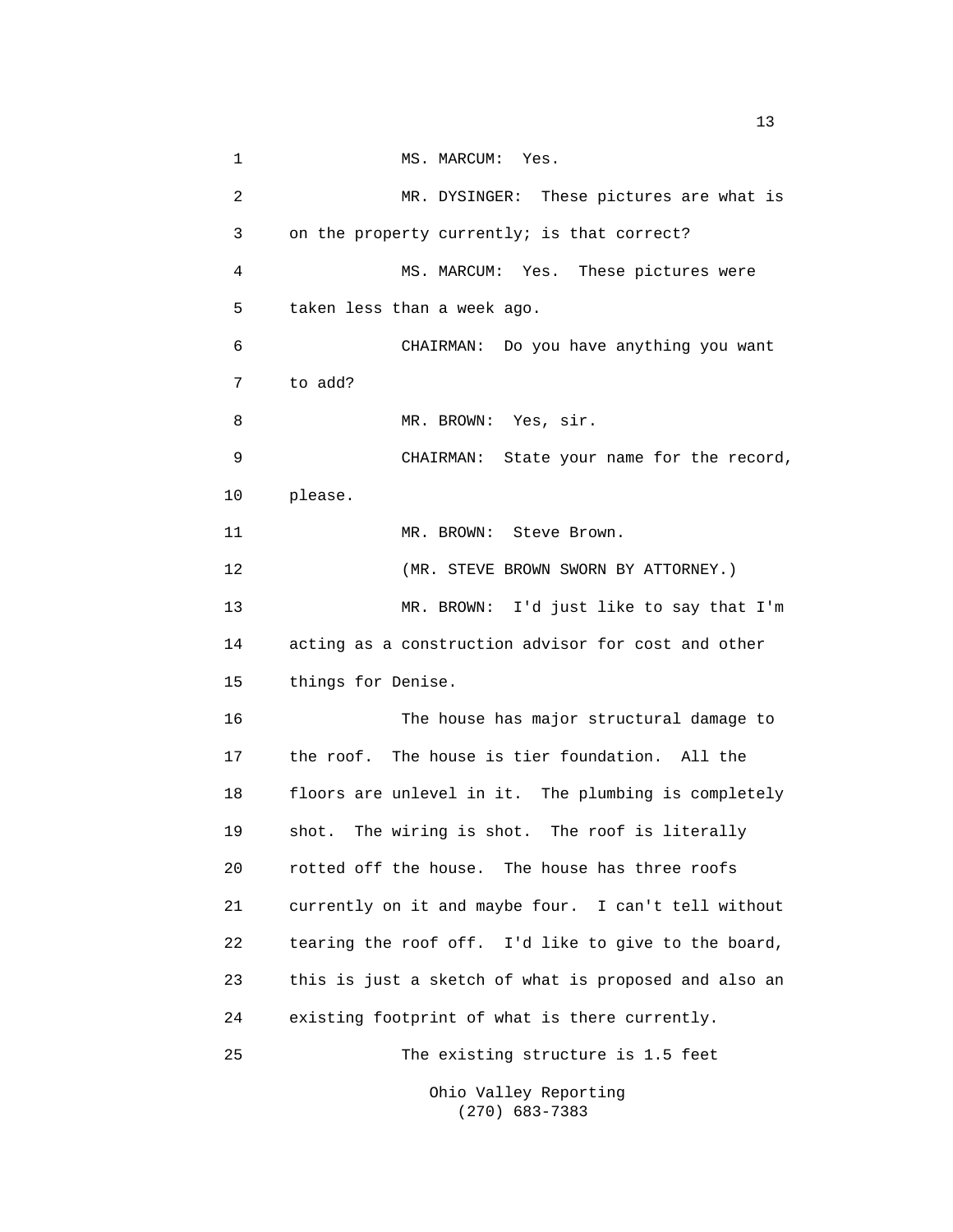MS. MARCUM: Yes.

MR. DYSINGER: These pictures are what is on the property currently; is that correct?

MS. MARCUM: Yes. These pictures were taken less than a week ago.

CHAIRMAN: Do you have anything you want to add?

MR. BROWN: Yes, sir.

CHAIRMAN: State your name for the record, please.

MR. BROWN: Steve Brown.

(MR. STEVE BROWN SWORN BY ATTORNEY.)

MR. BROWN: I'd just like to say that I'm acting as a construction advisor for cost and other things for Denise.

The house has major structural damage to the roof. The house is tier foundation. All the floors are unlevel in it. The plumbing is completely shot. The wiring is shot. The roof is literally rotted off the house. The house has three roofs currently on it and maybe four. I can't tell without tearing the roof off. I'd like to give to the board, this is just a sketch of what is proposed and also an existing footprint of what is there currently.

The existing structure is 1.5 feet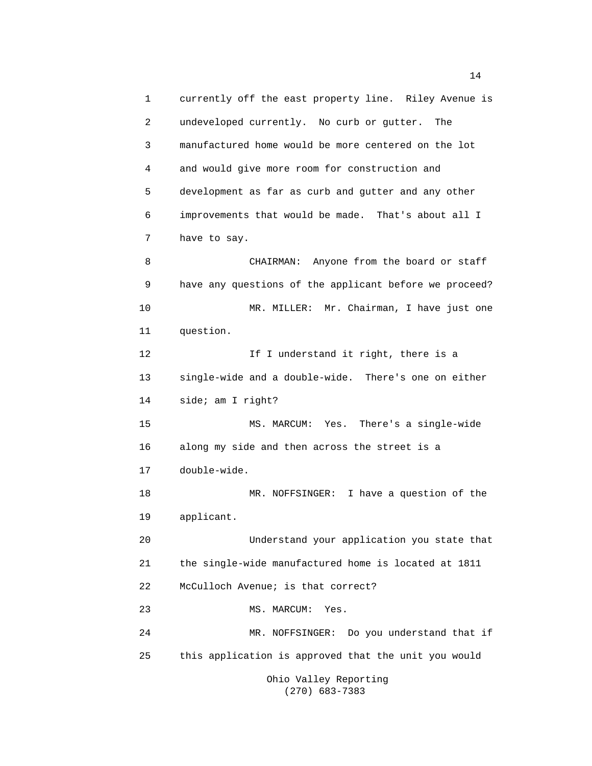currently off the east property line. Riley Avenue is undeveloped currently. No curb or gutter. The manufactured home would be more centered on the lot and would give more room for construction and development as far as curb and gutter and any other improvements that would be made. That's about all I have to say.

CHAIRMAN: Anyone from the board or staff have any questions of the applicant before we proceed?

MR. MILLER: Mr. Chairman, I have just one question.

If I understand it right, there is a single-wide and a double-wide. There's one on either side; am I right?

MS. MARCUM: Yes. There's a single-wide along my side and then across the street is a double-wide.

MR. NOFFSINGER: I have a question of the applicant.

Understand your application you state that the single-wide manufactured home is located at 1811 McCulloch Avenue; is that correct?

MS. MARCUM: Yes.

MR. NOFFSINGER: Do you understand that if this application is approved that the unit you would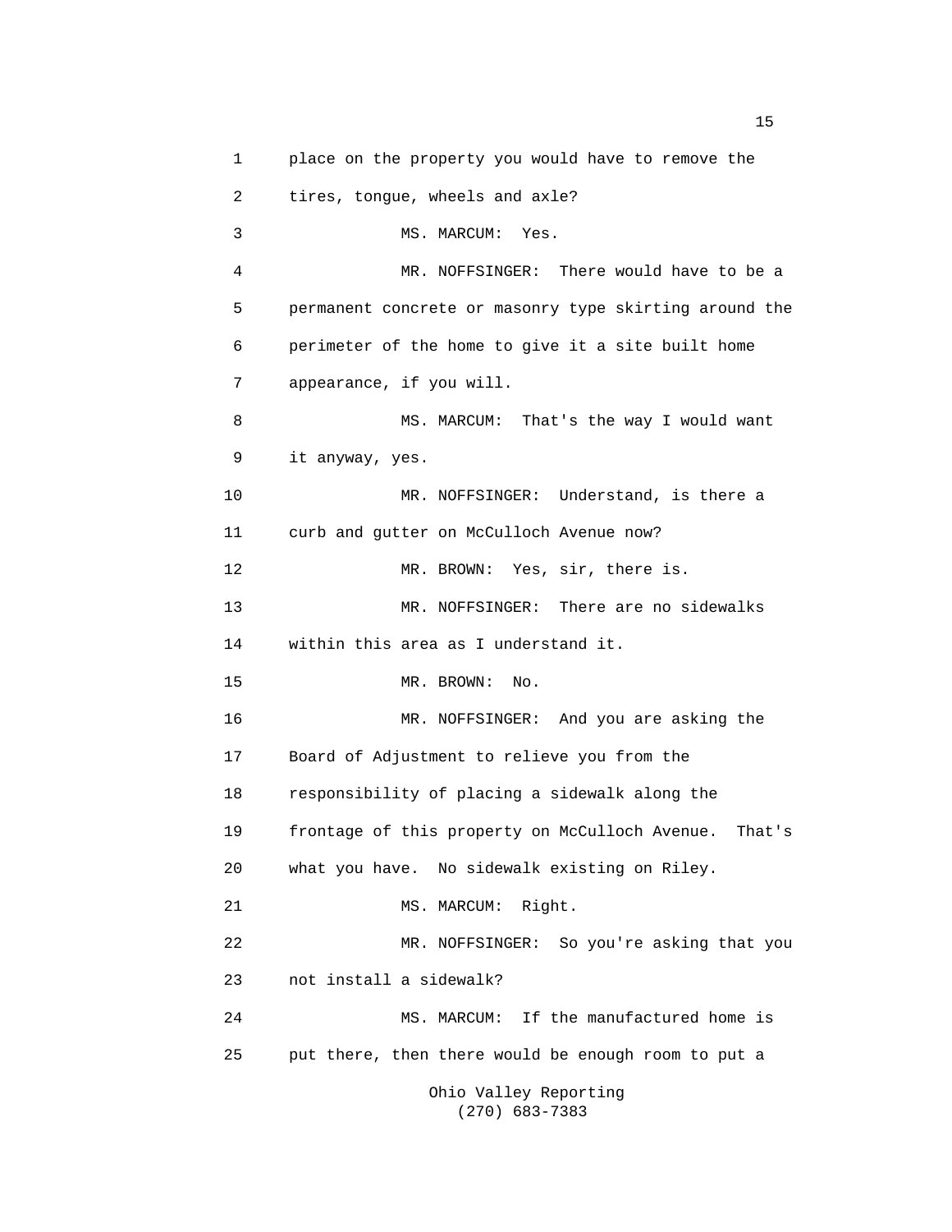place on the property you would have to remove the tires, tongue, wheels and axle?

MS. MARCUM: Yes.

MR. NOFFSINGER: There would have to be a permanent concrete or masonry type skirting around the perimeter of the home to give it a site built home appearance, if you will.

MS. MARCUM: That's the way I would want it anyway, yes.

MR. NOFFSINGER: Understand, is there a curb and gutter on McCulloch Avenue now?

MR. BROWN: Yes, sir, there is.

MR. NOFFSINGER: There are no sidewalks within this area as I understand it.

MR. BROWN: No.

MR. NOFFSINGER: And you are asking the Board of Adjustment to relieve you from the responsibility of placing a sidewalk along the frontage of this property on McCulloch Avenue. That's what you have. No sidewalk existing on Riley.

MS. MARCUM: Right.

MR. NOFFSINGER: So you're asking that you not install a sidewalk?

MS. MARCUM: If the manufactured home is put there, then there would be enough room to put a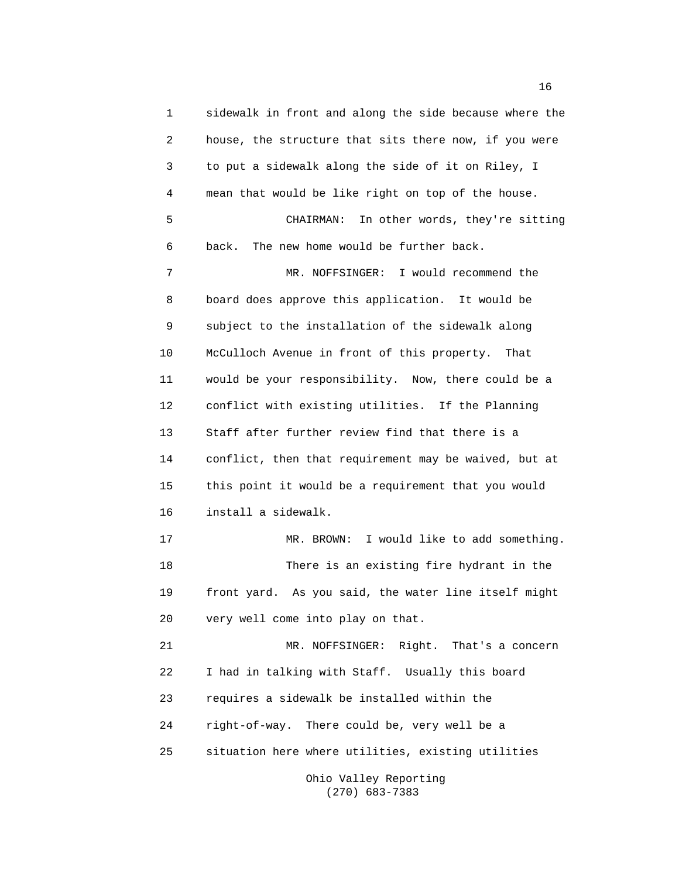sidewalk in front and along the side because where the house, the structure that sits there now, if you were to put a sidewalk along the side of it on Riley, I mean that would be like right on top of the house.

CHAIRMAN: In other words, they're sitting back. The new home would be further back.

MR. NOFFSINGER: I would recommend the board does approve this application. It would be subject to the installation of the sidewalk along McCulloch Avenue in front of this property. That would be your responsibility. Now, there could be a conflict with existing utilities. If the Planning Staff after further review find that there is a conflict, then that requirement may be waived, but at this point it would be a requirement that you would install a sidewalk.

MR. BROWN: I would like to add something.

There is an existing fire hydrant in the front yard. As you said, the water line itself might very well come into play on that.

MR. NOFFSINGER: Right. That's a concern I had in talking with Staff. Usually this board requires a sidewalk be installed within the right-of-way. There could be, very well be a situation here where utilities, existing utilities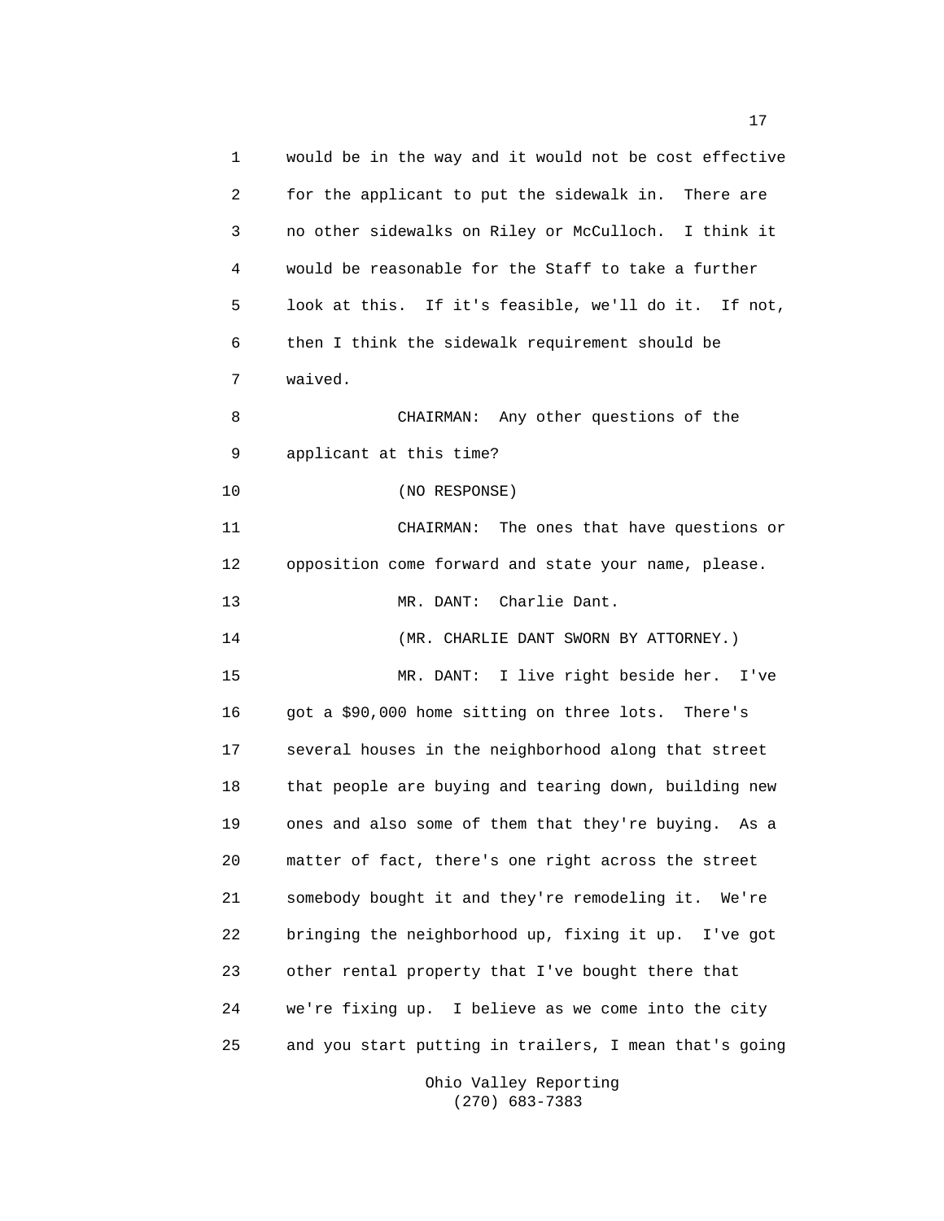would be in the way and it would not be cost effective for the applicant to put the sidewalk in. There are no other sidewalks on Riley or McCulloch. I think it would be reasonable for the Staff to take a further look at this. If it's feasible, we'll do it. If not, then I think the sidewalk requirement should be waived.

CHAIRMAN: Any other questions of the applicant at this time?

(NO RESPONSE)

CHAIRMAN: The ones that have questions or opposition come forward and state your name, please.

MR. DANT: Charlie Dant.

(MR. CHARLIE DANT SWORN BY ATTORNEY.)

MR. DANT: I live right beside her. I've got a $90,000 home sitting on three lots. There's several houses in the neighborhood along that street that people are buying and tearing down, building new ones and also some of them that they're buying. As a matter of fact, there's one right across the street somebody bought it and they're remodeling it. We're bringing the neighborhood up, fixing it up. I've got other rental property that I've bought there that we're fixing up. I believe as we come into the city and you start putting in trailers, I mean that's going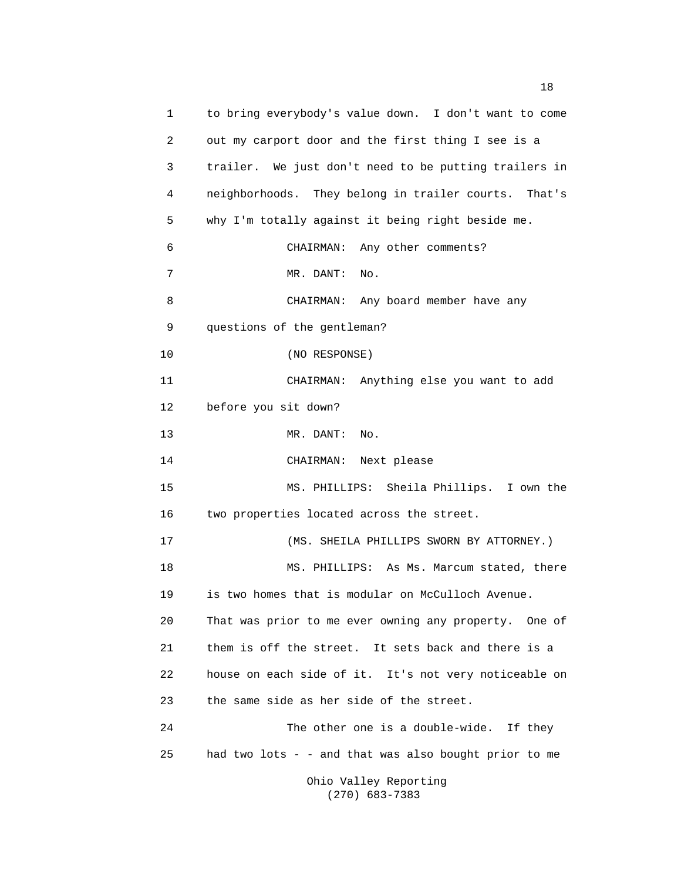to bring everybody's value down. I don't want to come out my carport door and the first thing I see is a trailer. We just don't need to be putting trailers in neighborhoods. They belong in trailer courts. That's why I'm totally against it being right beside me.

CHAIRMAN: Any other comments?

MR. DANT: No.

CHAIRMAN: Any board member have any questions of the gentleman?

(NO RESPONSE)

CHAIRMAN: Anything else you want to add before you sit down?

MR. DANT: No.

CHAIRMAN: Next please

MS. PHILLIPS: Sheila Phillips. I own the two properties located across the street.

(MS. SHEILA PHILLIPS SWORN BY ATTORNEY.)

MS. PHILLIPS: As Ms. Marcum stated, there is two homes that is modular on McCulloch Avenue. That was prior to me ever owning any property. One of them is off the street. It sets back and there is a house on each side of it. It's not very noticeable on the same side as her side of the street.

The other one is a double-wide. If they had two lots - - and that was also bought prior to me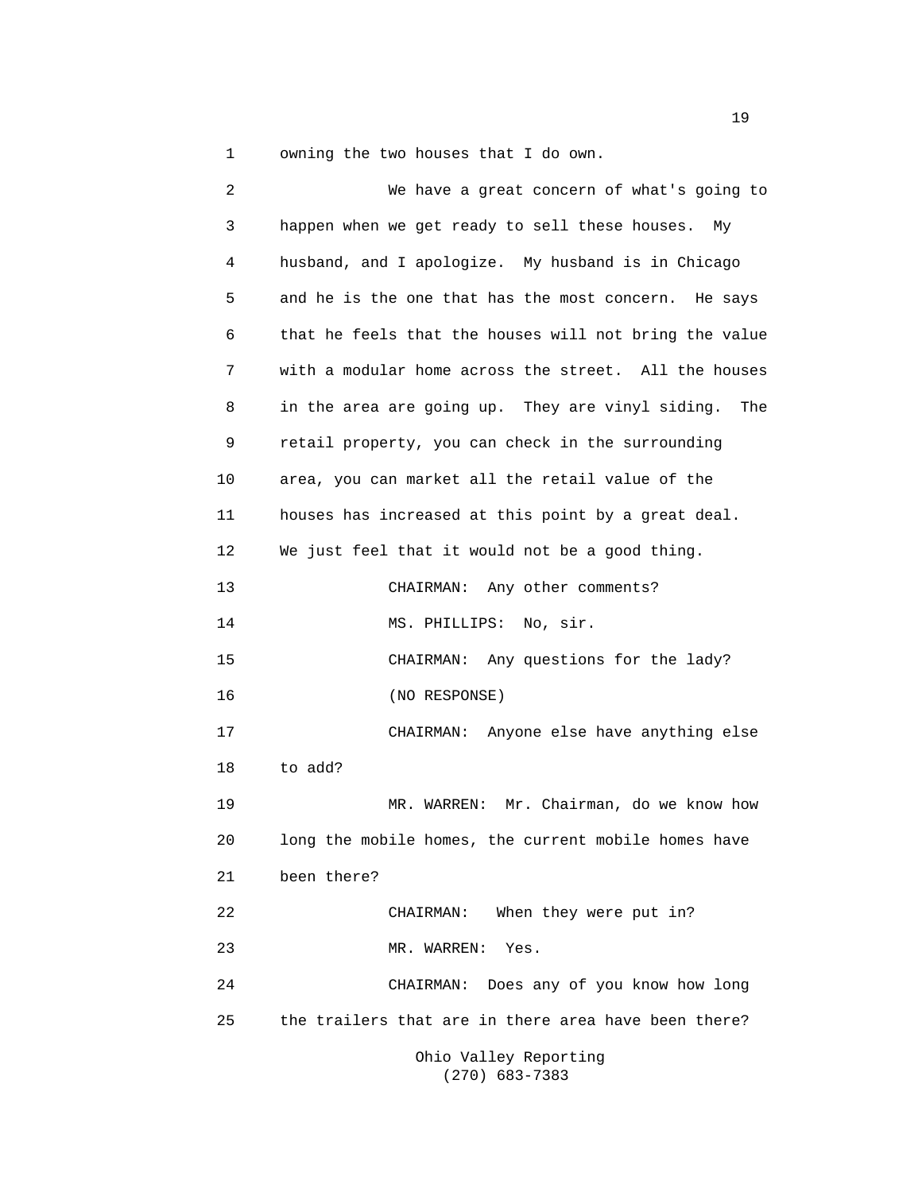owning the two houses that I do own.

We have a great concern of what's going to happen when we get ready to sell these houses. My husband, and I apologize. My husband is in Chicago and he is the one that has the most concern. He says that he feels that the houses will not bring the value with a modular home across the street. All the houses in the area are going up. They are vinyl siding. The retail property, you can check in the surrounding area, you can market all the retail value of the houses has increased at this point by a great deal. We just feel that it would not be a good thing.

CHAIRMAN: Any other comments?

MS. PHILLIPS: No, sir.

CHAIRMAN: Any questions for the lady?

(NO RESPONSE)

CHAIRMAN: Anyone else have anything else to add?

MR. WARREN: Mr. Chairman, do we know how long the mobile homes, the current mobile homes have been there?

CHAIRMAN: When they were put in?

MR. WARREN: Yes.

CHAIRMAN: Does any of you know how long the trailers that are in there area have been there?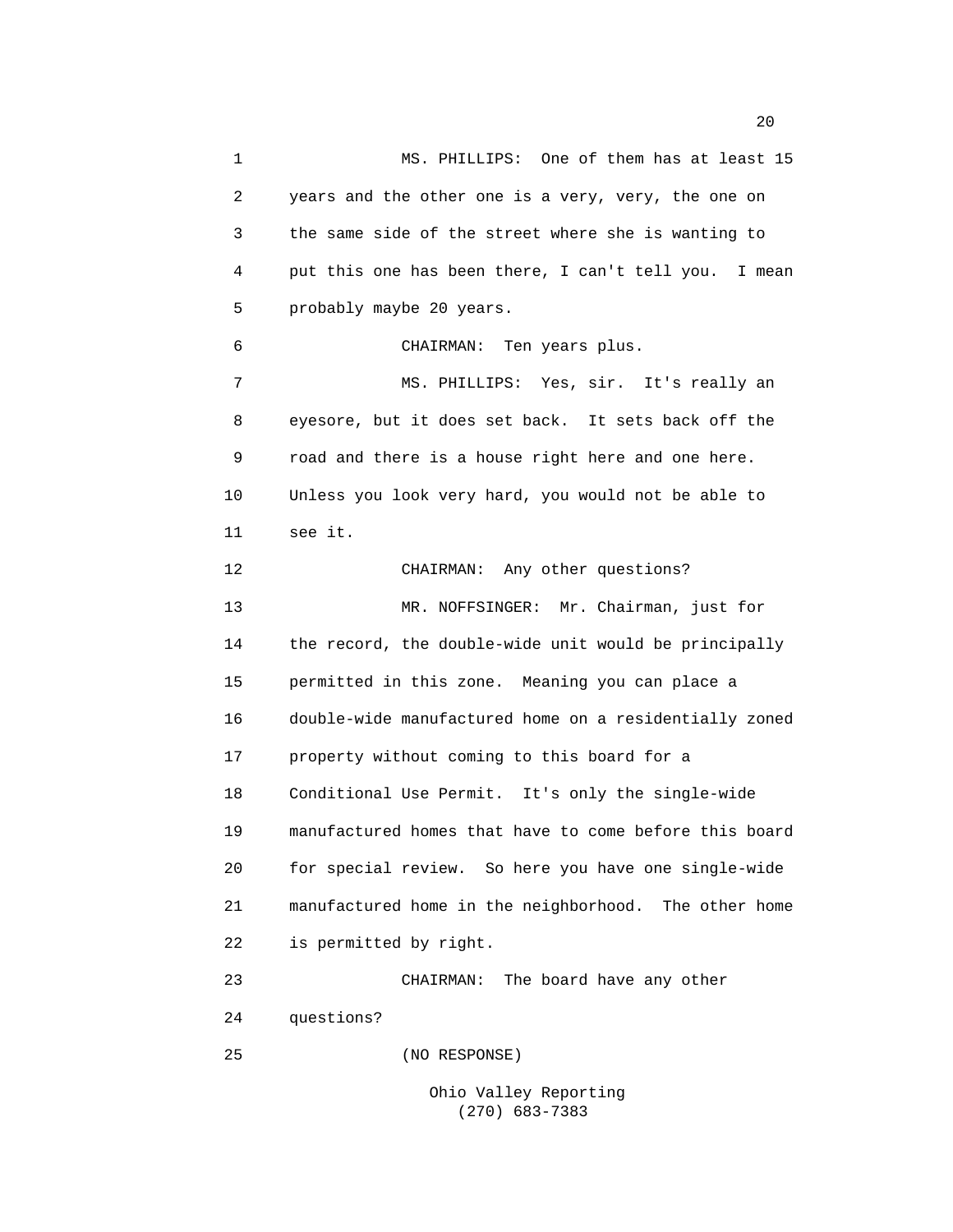MS. PHILLIPS: One of them has at least 15 years and the other one is a very, very, the one on the same side of the street where she is wanting to put this one has been there, I can't tell you. I mean probably maybe 20 years.

CHAIRMAN: Ten years plus.

MS. PHILLIPS: Yes, sir. It's really an eyesore, but it does set back. It sets back off the road and there is a house right here and one here. Unless you look very hard, you would not be able to see it.

CHAIRMAN: Any other questions?

MR. NOFFSINGER: Mr. Chairman, just for the record, the double-wide unit would be principally permitted in this zone. Meaning you can place a double-wide manufactured home on a residentially zoned property without coming to this board for a Conditional Use Permit. It's only the single-wide manufactured homes that have to come before this board for special review. So here you have one single-wide manufactured home in the neighborhood. The other home is permitted by right.

CHAIRMAN: The board have any other questions?

(NO RESPONSE)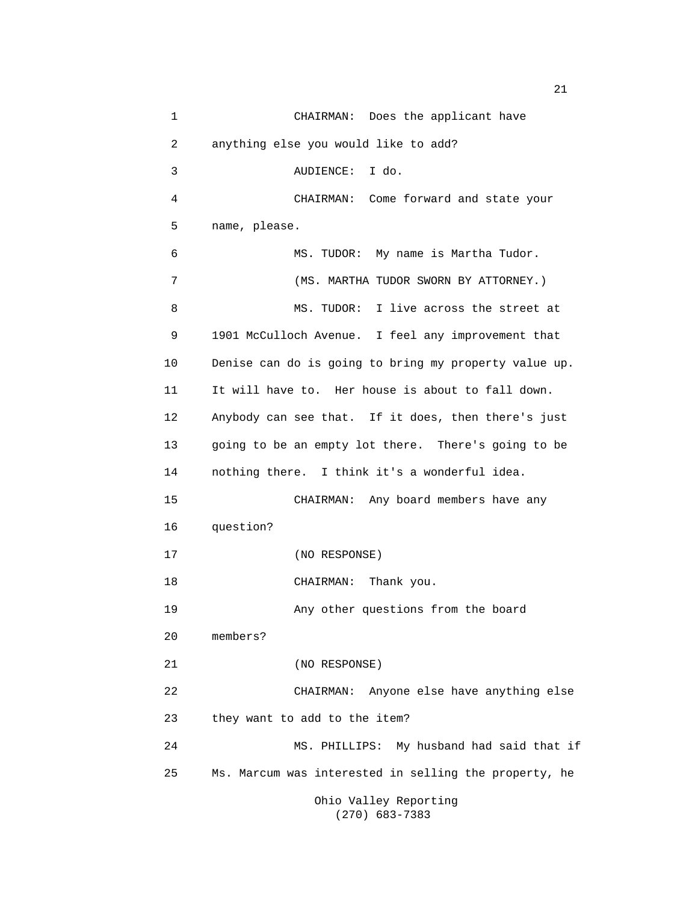CHAIRMAN: Does the applicant have anything else you would like to add?

AUDIENCE: I do.

CHAIRMAN: Come forward and state your name, please.

MS. TUDOR: My name is Martha Tudor.

(MS. MARTHA TUDOR SWORN BY ATTORNEY.)

MS. TUDOR: I live across the street at 1901 McCulloch Avenue. I feel any improvement that Denise can do is going to bring my property value up. It will have to. Her house is about to fall down. Anybody can see that. If it does, then there's just going to be an empty lot there. There's going to be nothing there. I think it's a wonderful idea.

CHAIRMAN: Any board members have any question?

(NO RESPONSE)

CHAIRMAN: Thank you.

Any other questions from the board members?

(NO RESPONSE)

CHAIRMAN: Anyone else have anything else they want to add to the item?

MS. PHILLIPS: My husband had said that if Ms. Marcum was interested in selling the property, he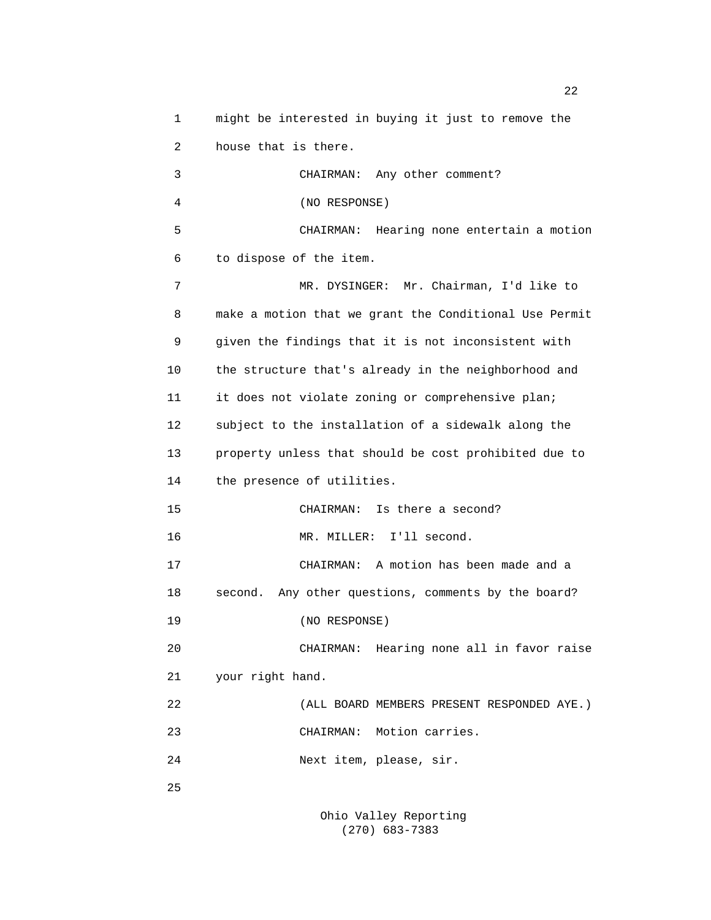might be interested in buying it just to remove the house that is there.

CHAIRMAN: Any other comment?

(NO RESPONSE)

CHAIRMAN: Hearing none entertain a motion to dispose of the item.

MR. DYSINGER: Mr. Chairman, I'd like to make a motion that we grant the Conditional Use Permit given the findings that it is not inconsistent with the structure that's already in the neighborhood and it does not violate zoning or comprehensive plan; subject to the installation of a sidewalk along the property unless that should be cost prohibited due to the presence of utilities.

CHAIRMAN: Is there a second?

MR. MILLER: I'll second.

CHAIRMAN: A motion has been made and a second. Any other questions, comments by the board?

(NO RESPONSE)

CHAIRMAN: Hearing none all in favor raise your right hand.

(ALL BOARD MEMBERS PRESENT RESPONDED AYE.)

CHAIRMAN: Motion carries.

Next item, please, sir.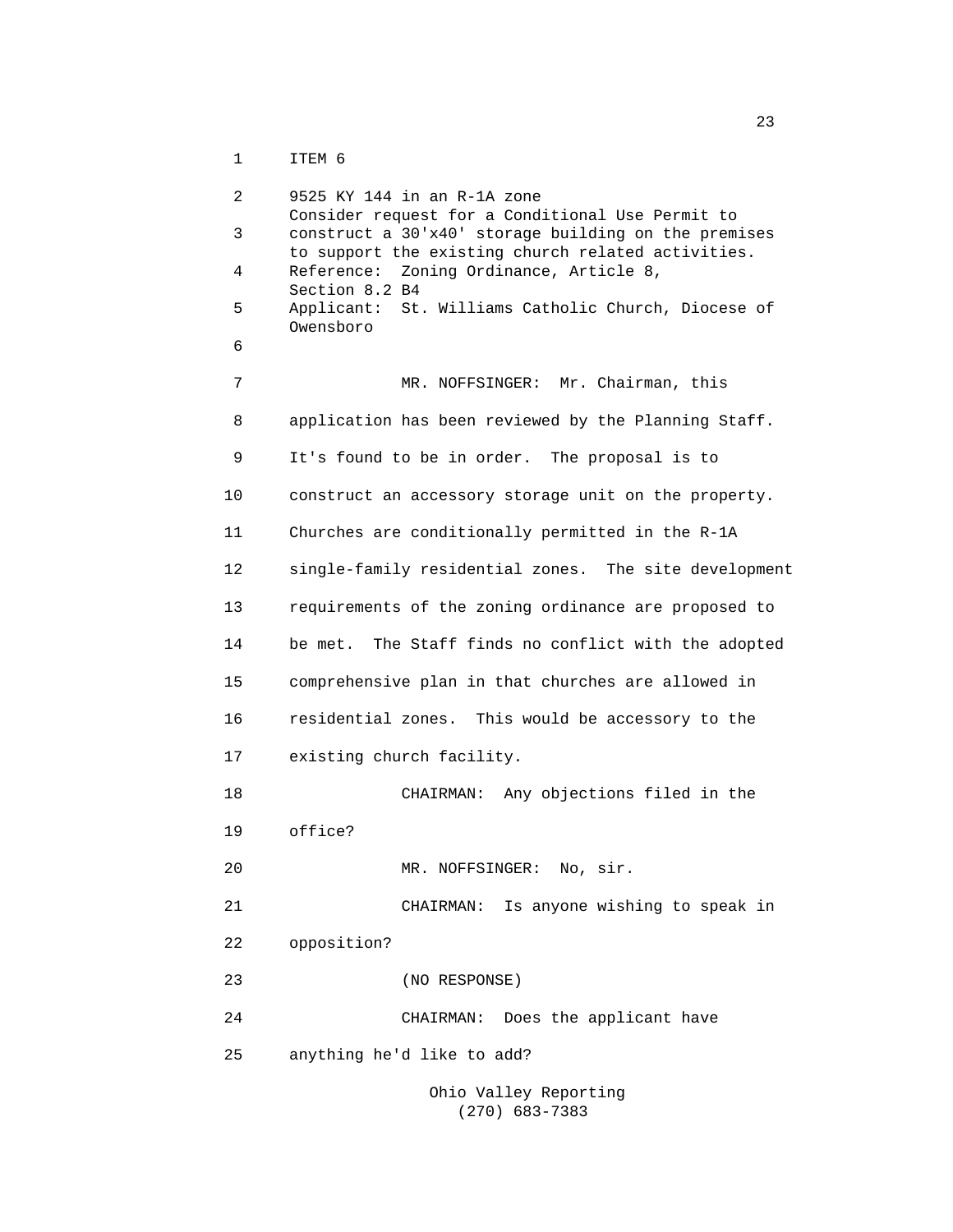ITEM 6

9525 KY 144 in an R-1A zone
Consider request for a Conditional Use Permit to construct a 30'x40' storage building on the premises to support the existing church related activities.
Reference: Zoning Ordinance, Article 8, Section 8.2 B4
Applicant: St. Williams Catholic Church, Diocese of Owensboro

MR. NOFFSINGER: Mr. Chairman, this application has been reviewed by the Planning Staff. It's found to be in order. The proposal is to construct an accessory storage unit on the property. Churches are conditionally permitted in the R-1A single-family residential zones. The site development requirements of the zoning ordinance are proposed to be met. The Staff finds no conflict with the adopted comprehensive plan in that churches are allowed in residential zones. This would be accessory to the existing church facility.

CHAIRMAN: Any objections filed in the office?

MR. NOFFSINGER: No, sir.

CHAIRMAN: Is anyone wishing to speak in opposition?

(NO RESPONSE)

CHAIRMAN: Does the applicant have anything he'd like to add?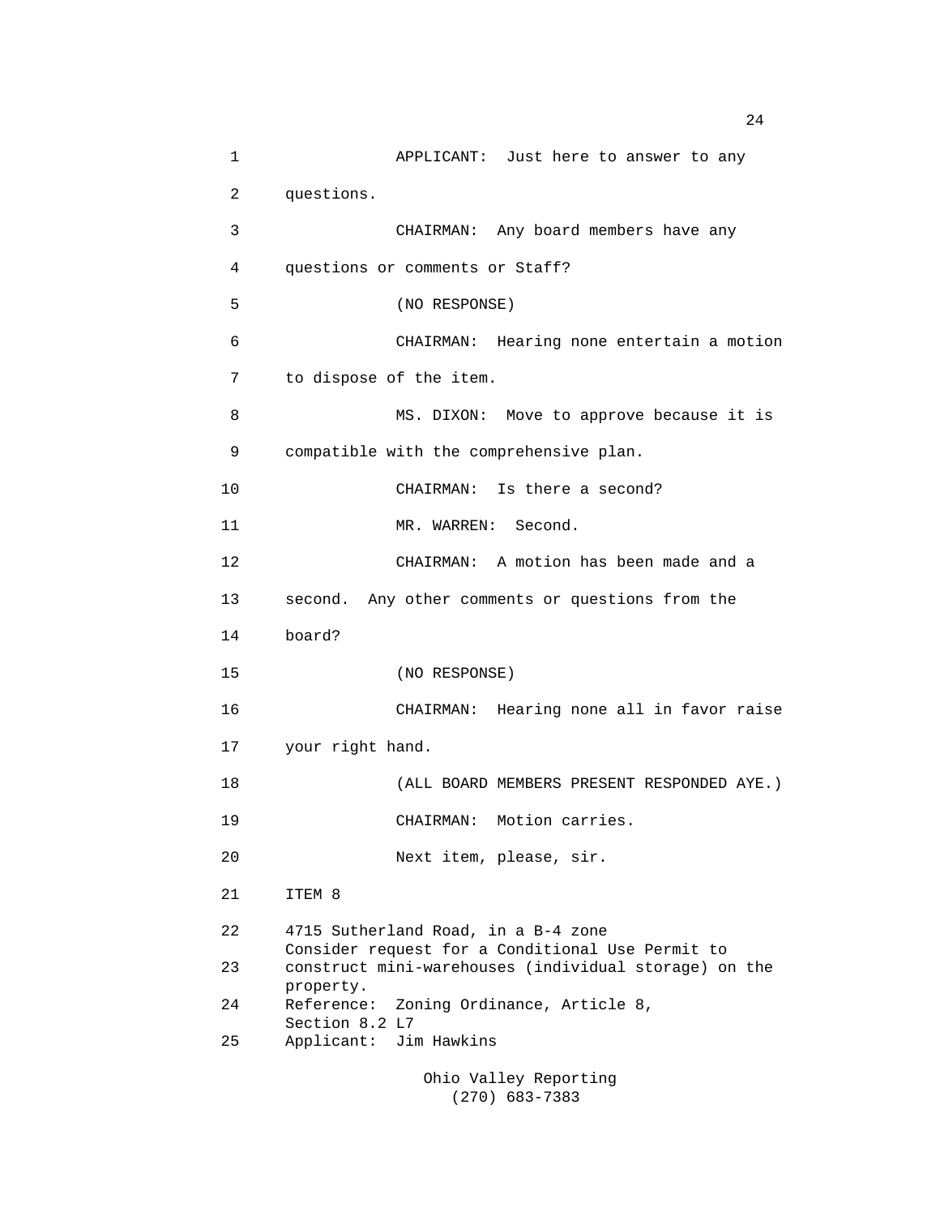APPLICANT: Just here to answer to any questions.

CHAIRMAN: Any board members have any questions or comments or Staff?

(NO RESPONSE)

CHAIRMAN: Hearing none entertain a motion to dispose of the item.

MS. DIXON: Move to approve because it is compatible with the comprehensive plan.

CHAIRMAN: Is there a second?

MR. WARREN: Second.

CHAIRMAN: A motion has been made and a second. Any other comments or questions from the board?

(NO RESPONSE)

CHAIRMAN: Hearing none all in favor raise your right hand.

(ALL BOARD MEMBERS PRESENT RESPONDED AYE.)

CHAIRMAN: Motion carries.

Next item, please, sir.

ITEM 8

4715 Sutherland Road, in a B-4 zone
Consider request for a Conditional Use Permit to construct mini-warehouses (individual storage) on the property.
Reference: Zoning Ordinance, Article 8, Section 8.2 L7
Applicant: Jim Hawkins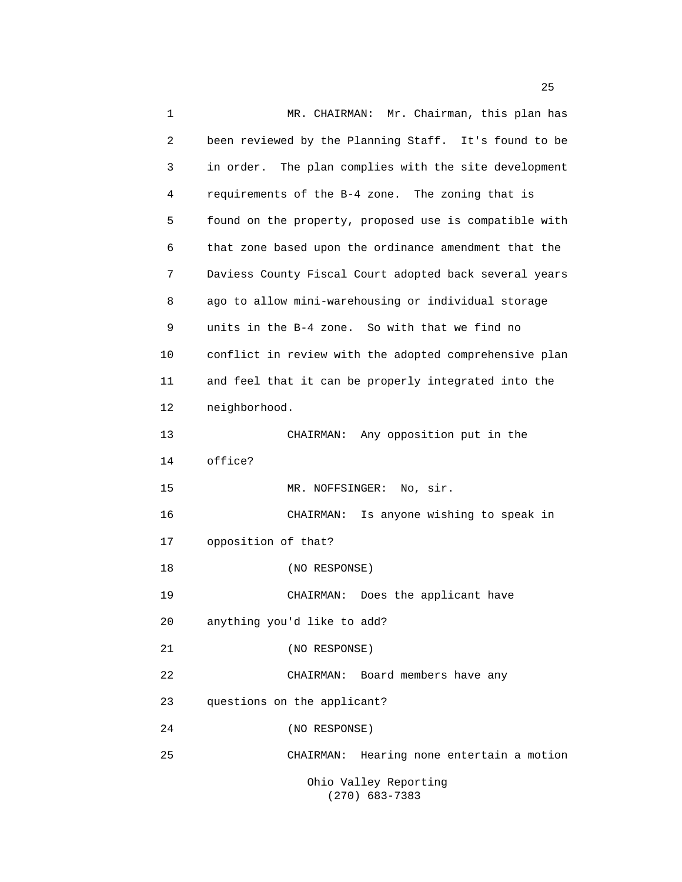MR. CHAIRMAN: Mr. Chairman, this plan has been reviewed by the Planning Staff. It's found to be in order. The plan complies with the site development requirements of the B-4 zone. The zoning that is found on the property, proposed use is compatible with that zone based upon the ordinance amendment that the Daviess County Fiscal Court adopted back several years ago to allow mini-warehousing or individual storage units in the B-4 zone. So with that we find no conflict in review with the adopted comprehensive plan and feel that it can be properly integrated into the neighborhood.

CHAIRMAN: Any opposition put in the office?

MR. NOFFSINGER: No, sir.

CHAIRMAN: Is anyone wishing to speak in opposition of that?

(NO RESPONSE)

CHAIRMAN: Does the applicant have anything you'd like to add?

(NO RESPONSE)

CHAIRMAN: Board members have any questions on the applicant?

(NO RESPONSE)

CHAIRMAN: Hearing none entertain a motion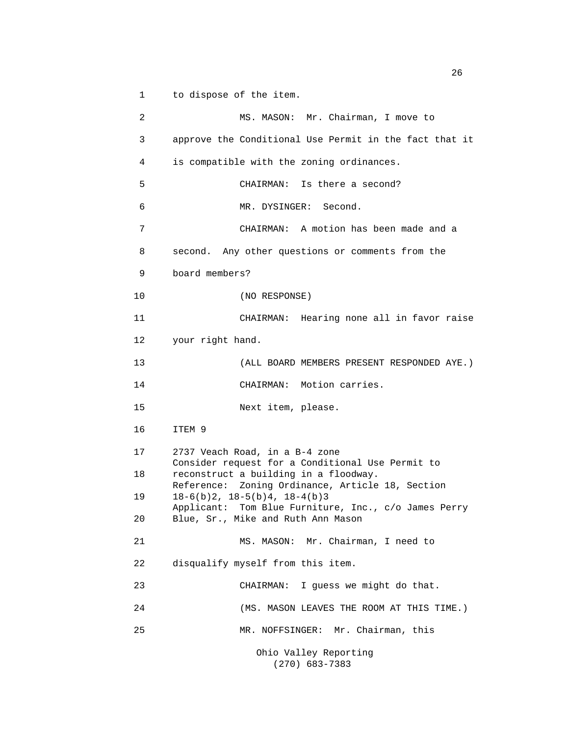to dispose of the item.

MS. MASON: Mr. Chairman, I move to approve the Conditional Use Permit in the fact that it is compatible with the zoning ordinances.

CHAIRMAN: Is there a second?

MR. DYSINGER: Second.

CHAIRMAN: A motion has been made and a second. Any other questions or comments from the board members?

(NO RESPONSE)

CHAIRMAN: Hearing none all in favor raise your right hand.

(ALL BOARD MEMBERS PRESENT RESPONDED AYE.)

CHAIRMAN: Motion carries.

Next item, please.

ITEM 9

2737 Veach Road, in a B-4 zone
Consider request for a Conditional Use Permit to reconstruct a building in a floodway.
Reference: Zoning Ordinance, Article 18, Section 18-6(b)2, 18-5(b)4, 18-4(b)3
Applicant: Tom Blue Furniture, Inc., c/o James Perry Blue, Sr., Mike and Ruth Ann Mason

MS. MASON: Mr. Chairman, I need to disqualify myself from this item.

CHAIRMAN: I guess we might do that.

(MS. MASON LEAVES THE ROOM AT THIS TIME.)

MR. NOFFSINGER: Mr. Chairman, this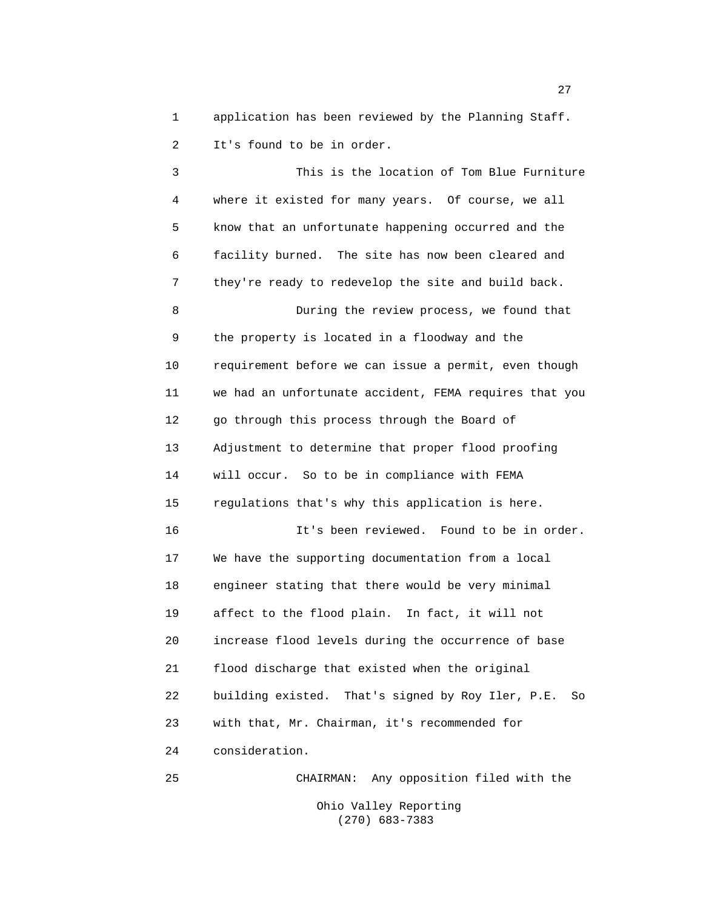application has been reviewed by the Planning Staff. It's found to be in order.

This is the location of Tom Blue Furniture where it existed for many years. Of course, we all know that an unfortunate happening occurred and the facility burned. The site has now been cleared and they're ready to redevelop the site and build back.

During the review process, we found that the property is located in a floodway and the requirement before we can issue a permit, even though we had an unfortunate accident, FEMA requires that you go through this process through the Board of Adjustment to determine that proper flood proofing will occur. So to be in compliance with FEMA regulations that's why this application is here.

It's been reviewed. Found to be in order. We have the supporting documentation from a local engineer stating that there would be very minimal affect to the flood plain. In fact, it will not increase flood levels during the occurrence of base flood discharge that existed when the original building existed. That's signed by Roy Iler, P.E. So with that, Mr. Chairman, it's recommended for consideration.

CHAIRMAN: Any opposition filed with the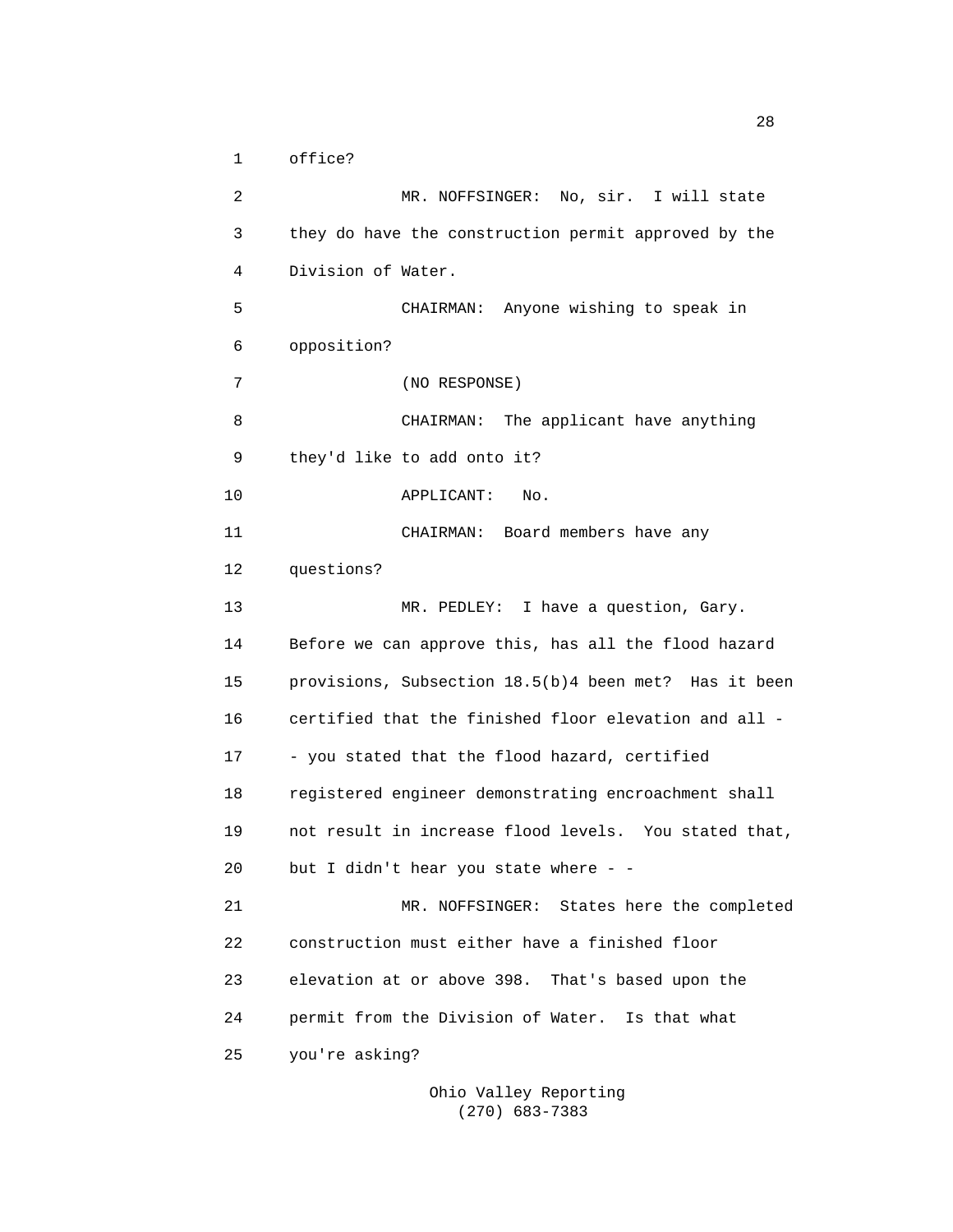office?

MR. NOFFSINGER: No, sir. I will state they do have the construction permit approved by the Division of Water.

CHAIRMAN: Anyone wishing to speak in opposition?

(NO RESPONSE)

CHAIRMAN: The applicant have anything they'd like to add onto it?

APPLICANT: No.

CHAIRMAN: Board members have any questions?

MR. PEDLEY: I have a question, Gary. Before we can approve this, has all the flood hazard provisions, Subsection 18.5(b)4 been met? Has it been certified that the finished floor elevation and all - - you stated that the flood hazard, certified registered engineer demonstrating encroachment shall not result in increase flood levels. You stated that, but I didn't hear you state where - -

MR. NOFFSINGER: States here the completed construction must either have a finished floor elevation at or above 398. That's based upon the permit from the Division of Water. Is that what you're asking?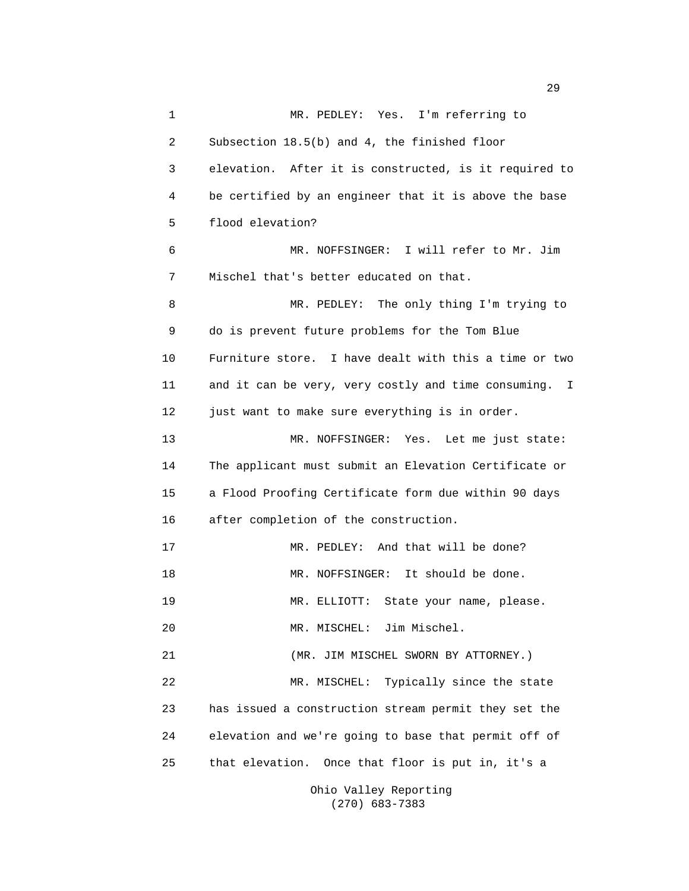MR. PEDLEY: Yes. I'm referring to Subsection 18.5(b) and 4, the finished floor elevation. After it is constructed, is it required to be certified by an engineer that it is above the base flood elevation?

MR. NOFFSINGER: I will refer to Mr. Jim Mischel that's better educated on that.

MR. PEDLEY: The only thing I'm trying to do is prevent future problems for the Tom Blue Furniture store. I have dealt with this a time or two and it can be very, very costly and time consuming. I just want to make sure everything is in order.

MR. NOFFSINGER: Yes. Let me just state: The applicant must submit an Elevation Certificate or a Flood Proofing Certificate form due within 90 days after completion of the construction.

MR. PEDLEY: And that will be done?

MR. NOFFSINGER: It should be done.

MR. ELLIOTT: State your name, please.

MR. MISCHEL: Jim Mischel.

(MR. JIM MISCHEL SWORN BY ATTORNEY.)

MR. MISCHEL: Typically since the state has issued a construction stream permit they set the elevation and we're going to base that permit off of that elevation. Once that floor is put in, it's a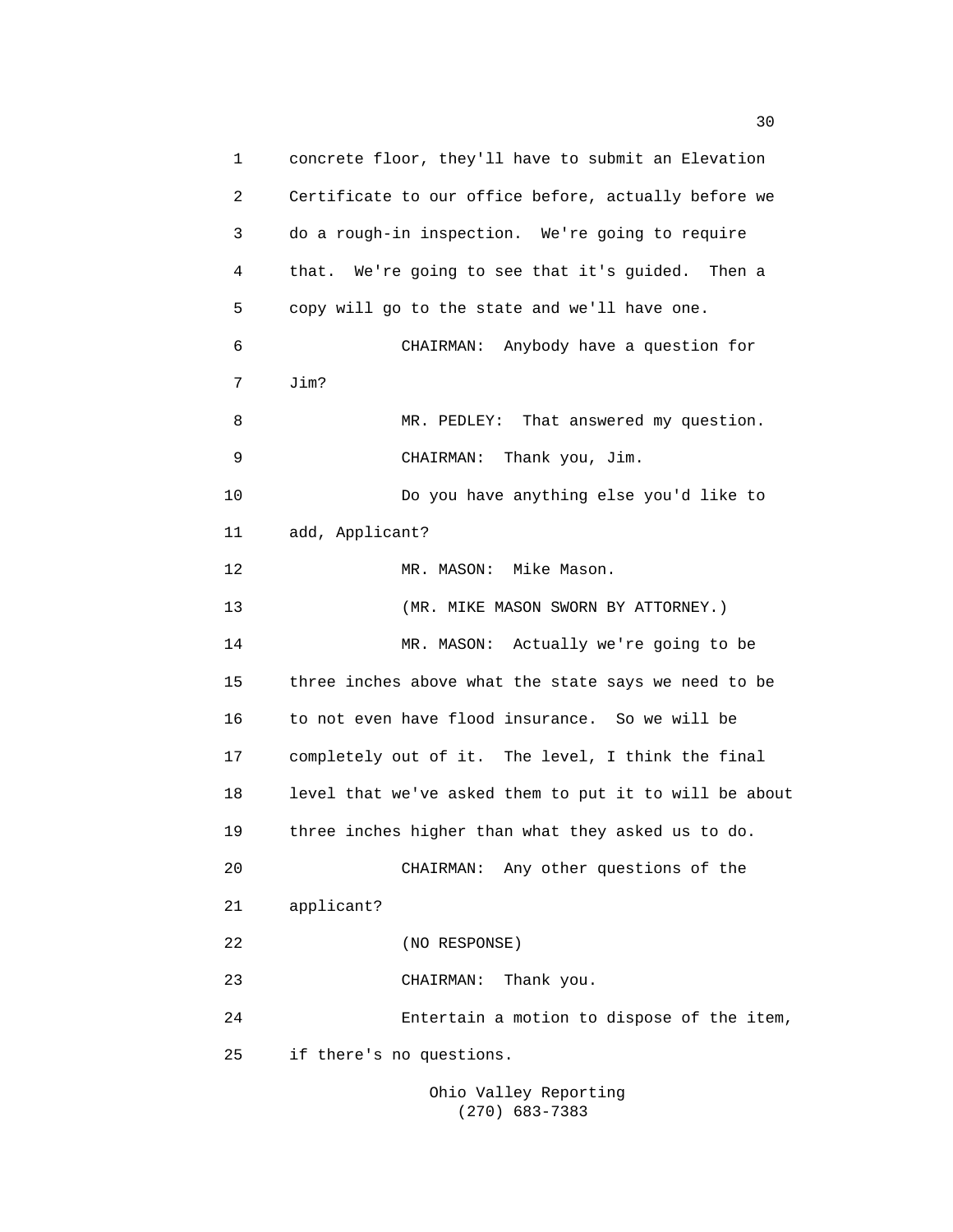concrete floor, they'll have to submit an Elevation Certificate to our office before, actually before we do a rough-in inspection. We're going to require that. We're going to see that it's guided. Then a copy will go to the state and we'll have one.

CHAIRMAN: Anybody have a question for Jim?

MR. PEDLEY: That answered my question.

CHAIRMAN: Thank you, Jim.

Do you have anything else you'd like to add, Applicant?

MR. MASON: Mike Mason.

(MR. MIKE MASON SWORN BY ATTORNEY.)

MR. MASON: Actually we're going to be three inches above what the state says we need to be to not even have flood insurance. So we will be completely out of it. The level, I think the final level that we've asked them to put it to will be about three inches higher than what they asked us to do.

CHAIRMAN: Any other questions of the applicant?

(NO RESPONSE)

CHAIRMAN: Thank you.

Entertain a motion to dispose of the item, if there's no questions.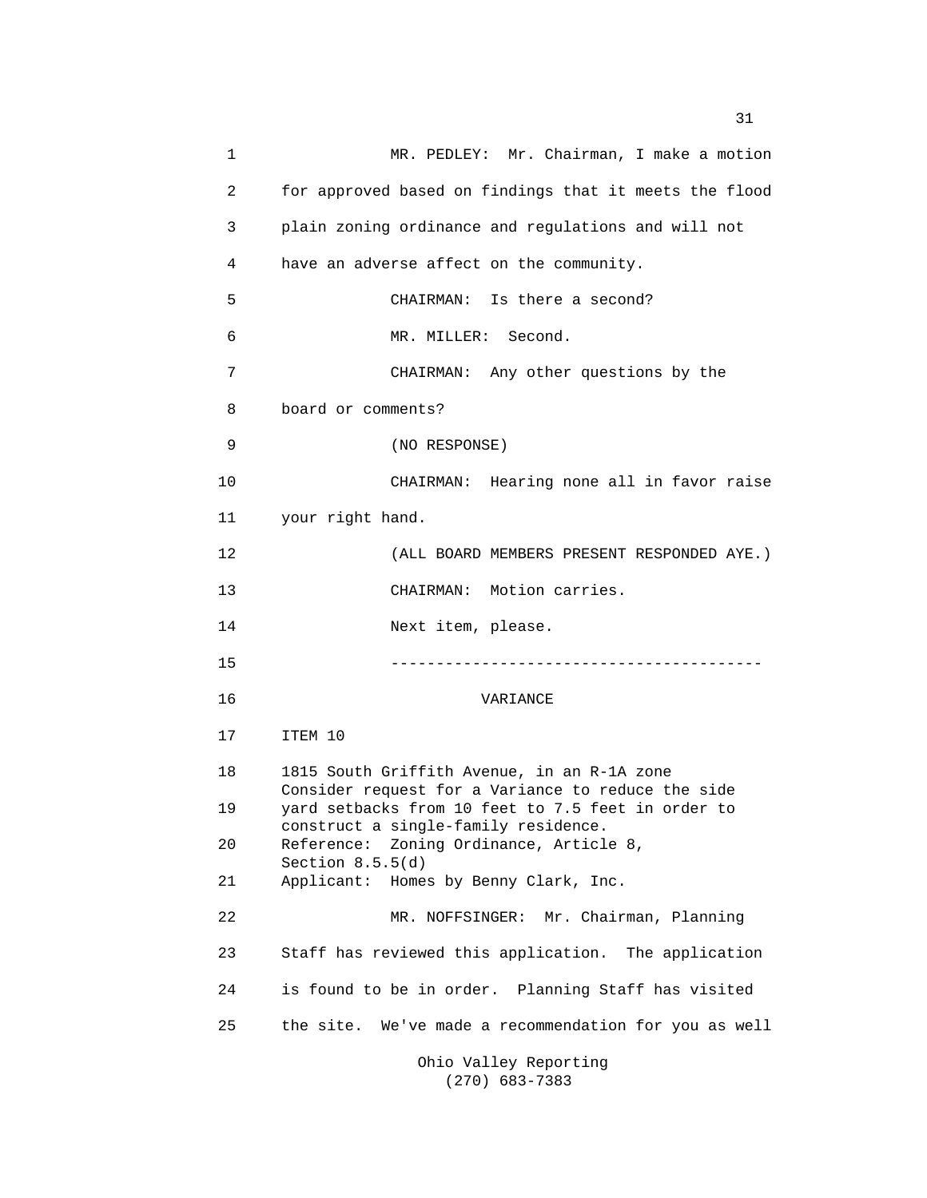MR. PEDLEY: Mr. Chairman, I make a motion for approved based on findings that it meets the flood plain zoning ordinance and regulations and will not have an adverse affect on the community.

CHAIRMAN: Is there a second?

MR. MILLER: Second.

CHAIRMAN: Any other questions by the board or comments?

(NO RESPONSE)

CHAIRMAN: Hearing none all in favor raise your right hand.

(ALL BOARD MEMBERS PRESENT RESPONDED AYE.)

CHAIRMAN: Motion carries.

Next item, please.

----------------------------------------

VARIANCE

ITEM 10

1815 South Griffith Avenue, in an R-1A zone
Consider request for a Variance to reduce the side yard setbacks from 10 feet to 7.5 feet in order to construct a single-family residence.
Reference: Zoning Ordinance, Article 8, Section 8.5.5(d)
Applicant: Homes by Benny Clark, Inc.

MR. NOFFSINGER: Mr. Chairman, Planning Staff has reviewed this application. The application is found to be in order. Planning Staff has visited the site. We've made a recommendation for you as well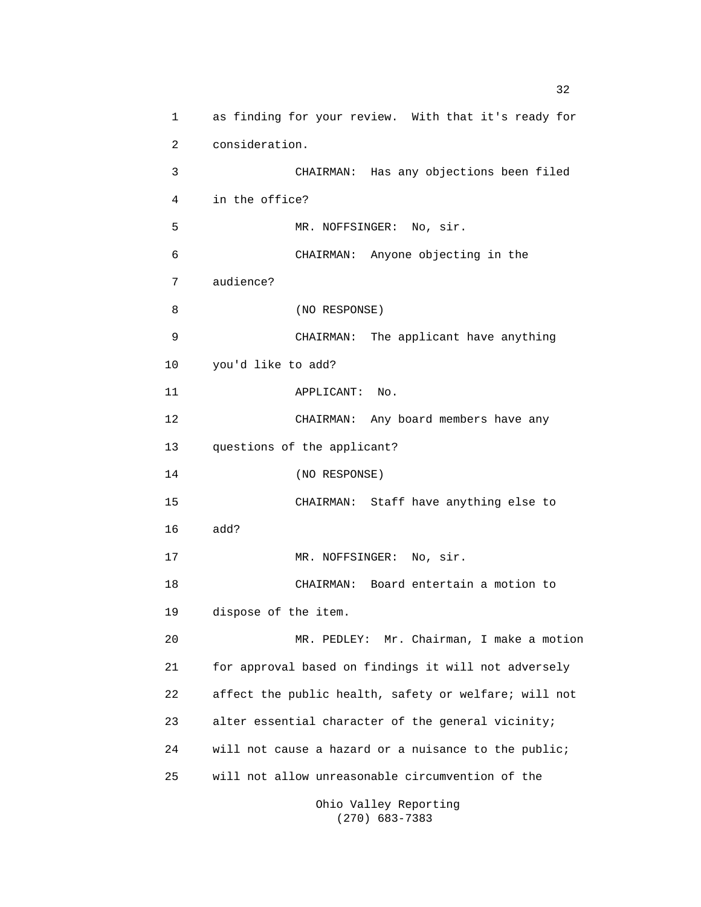as finding for your review. With that it's ready for consideration.

CHAIRMAN: Has any objections been filed in the office?

MR. NOFFSINGER: No, sir.

CHAIRMAN: Anyone objecting in the audience?

(NO RESPONSE)

CHAIRMAN: The applicant have anything you'd like to add?

APPLICANT: No.

CHAIRMAN: Any board members have any questions of the applicant?

(NO RESPONSE)

CHAIRMAN: Staff have anything else to add?

MR. NOFFSINGER: No, sir.

CHAIRMAN: Board entertain a motion to dispose of the item.

MR. PEDLEY: Mr. Chairman, I make a motion for approval based on findings it will not adversely affect the public health, safety or welfare; will not alter essential character of the general vicinity; will not cause a hazard or a nuisance to the public; will not allow unreasonable circumvention of the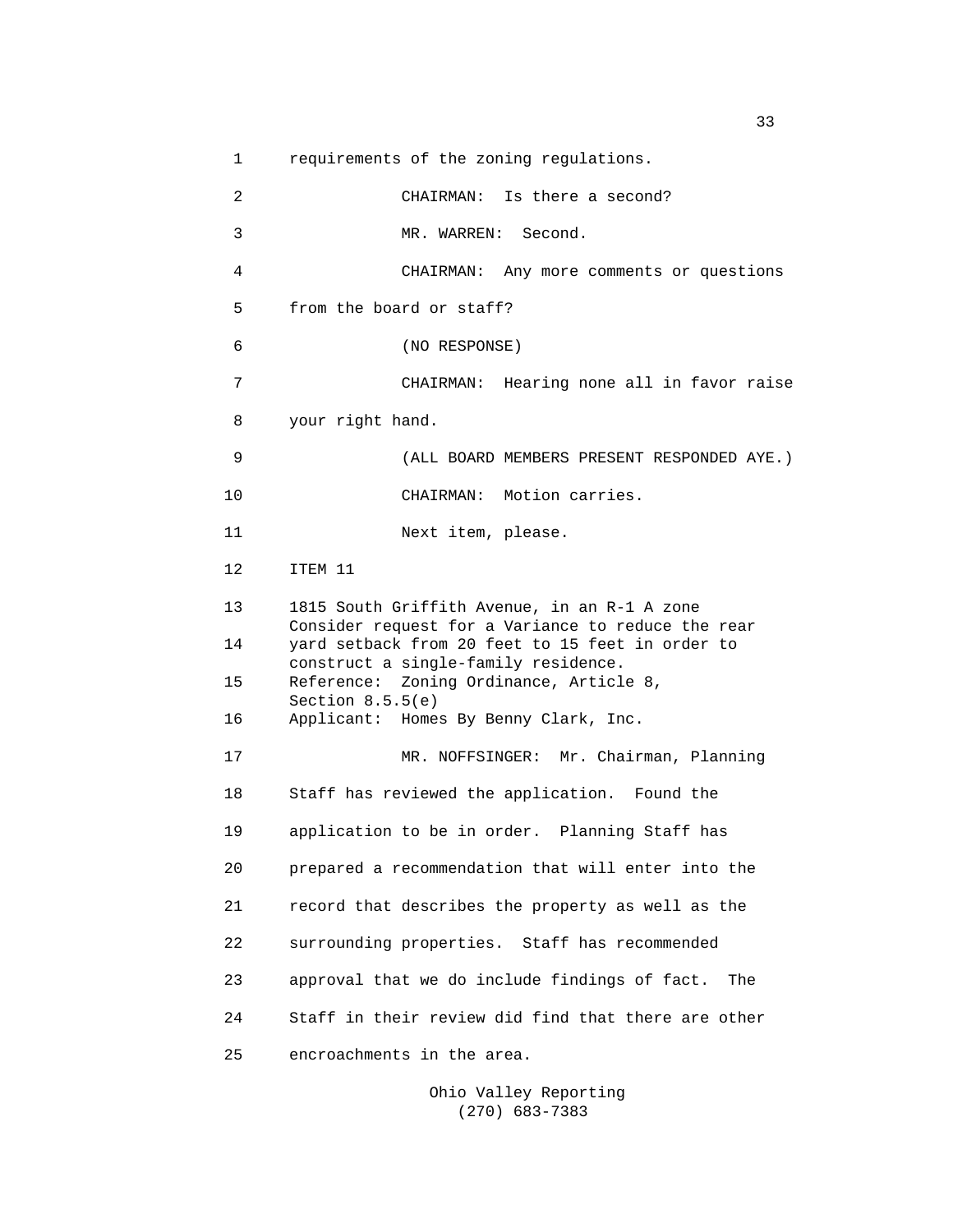requirements of the zoning regulations.

CHAIRMAN: Is there a second?

MR. WARREN: Second.

CHAIRMAN: Any more comments or questions from the board or staff?

(NO RESPONSE)

CHAIRMAN: Hearing none all in favor raise your right hand.

(ALL BOARD MEMBERS PRESENT RESPONDED AYE.)

CHAIRMAN: Motion carries.

Next item, please.

ITEM 11

1815 South Griffith Avenue, in an R-1 A zone
Consider request for a Variance to reduce the rear yard setback from 20 feet to 15 feet in order to construct a single-family residence.
Reference: Zoning Ordinance, Article 8, Section 8.5.5(e)
Applicant: Homes By Benny Clark, Inc.

MR. NOFFSINGER: Mr. Chairman, Planning Staff has reviewed the application. Found the application to be in order. Planning Staff has prepared a recommendation that will enter into the record that describes the property as well as the surrounding properties. Staff has recommended approval that we do include findings of fact. The Staff in their review did find that there are other encroachments in the area.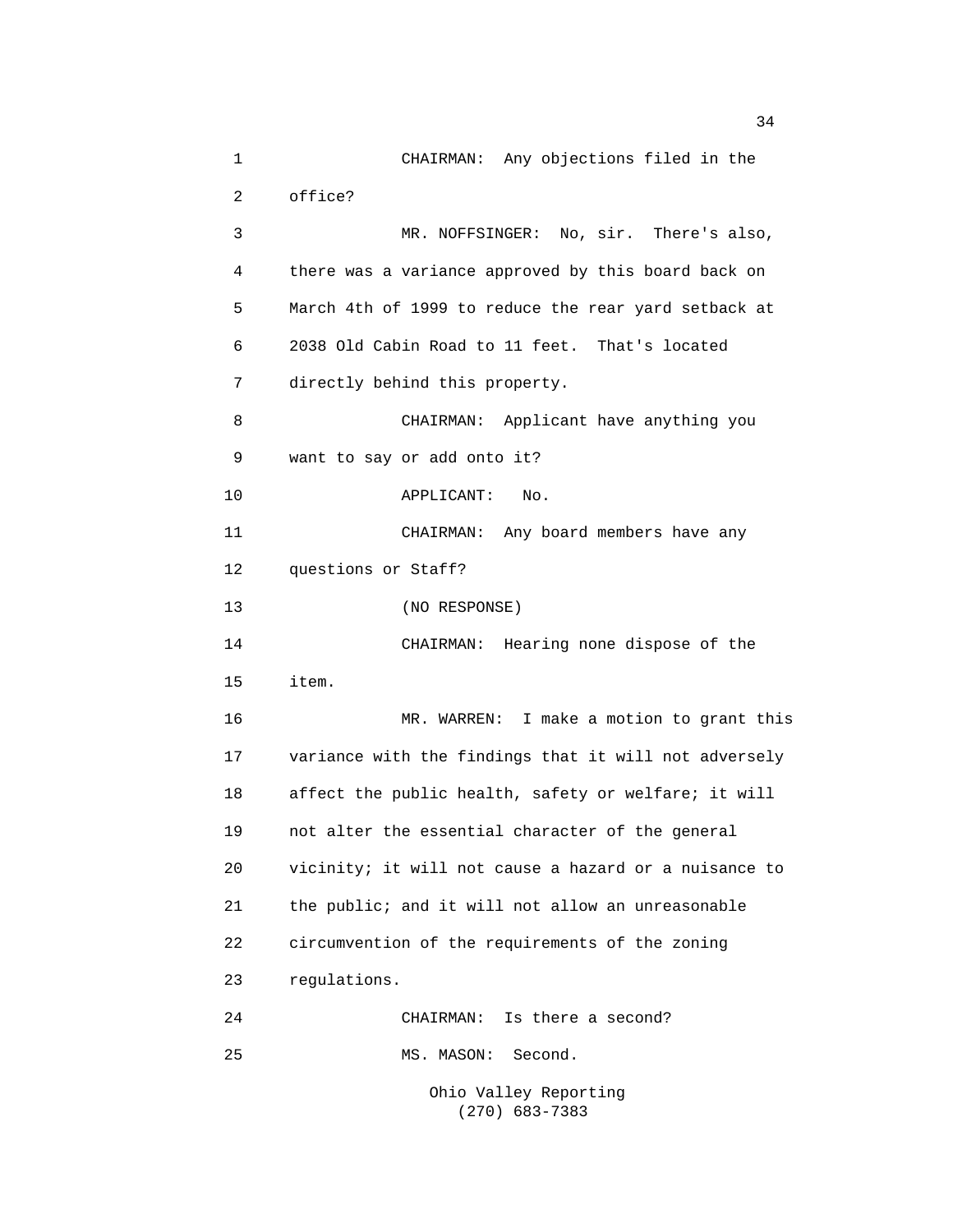CHAIRMAN: Any objections filed in the office?

MR. NOFFSINGER: No, sir. There's also, there was a variance approved by this board back on March 4th of 1999 to reduce the rear yard setback at 2038 Old Cabin Road to 11 feet. That's located directly behind this property.

CHAIRMAN: Applicant have anything you want to say or add onto it?

APPLICANT: No.

CHAIRMAN: Any board members have any questions or Staff?

(NO RESPONSE)

CHAIRMAN: Hearing none dispose of the item.

MR. WARREN: I make a motion to grant this variance with the findings that it will not adversely affect the public health, safety or welfare; it will not alter the essential character of the general vicinity; it will not cause a hazard or a nuisance to the public; and it will not allow an unreasonable circumvention of the requirements of the zoning regulations.

CHAIRMAN: Is there a second?

MS. MASON: Second.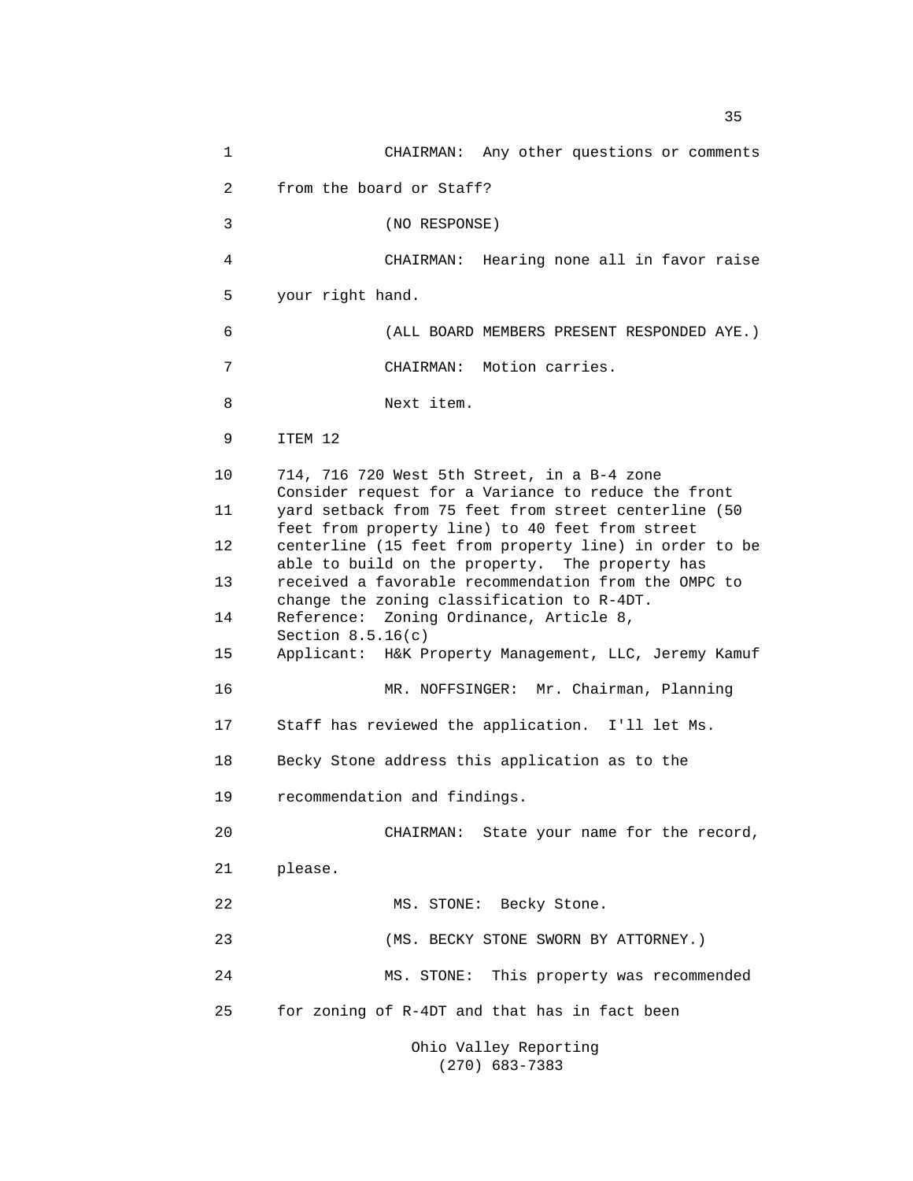CHAIRMAN: Any other questions or comments from the board or Staff?

(NO RESPONSE)

CHAIRMAN: Hearing none all in favor raise your right hand.

(ALL BOARD MEMBERS PRESENT RESPONDED AYE.)

CHAIRMAN: Motion carries.

Next item.

ITEM 12

714, 716 720 West 5th Street, in a B-4 zone
Consider request for a Variance to reduce the front yard setback from 75 feet from street centerline (50 feet from property line) to 40 feet from street centerline (15 feet from property line) in order to be able to build on the property. The property has received a favorable recommendation from the OMPC to change the zoning classification to R-4DT.
Reference: Zoning Ordinance, Article 8, Section 8.5.16(c)
Applicant: H&K Property Management, LLC, Jeremy Kamuf

MR. NOFFSINGER: Mr. Chairman, Planning Staff has reviewed the application. I'll let Ms. Becky Stone address this application as to the recommendation and findings.

CHAIRMAN: State your name for the record, please.

MS. STONE: Becky Stone.

(MS. BECKY STONE SWORN BY ATTORNEY.)

MS. STONE: This property was recommended for zoning of R-4DT and that has in fact been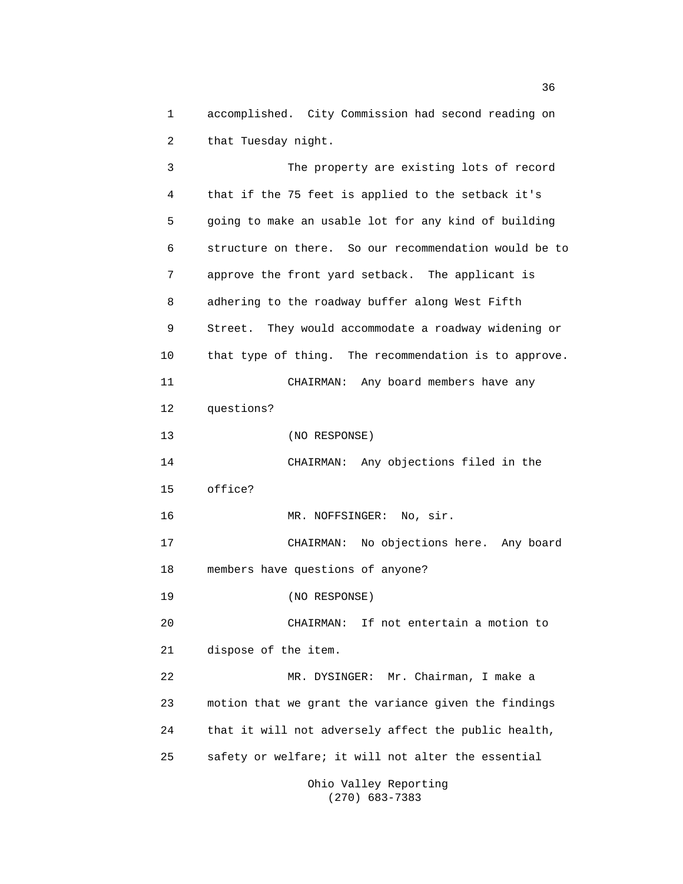accomplished. City Commission had second reading on that Tuesday night.

The property are existing lots of record that if the 75 feet is applied to the setback it's going to make an usable lot for any kind of building structure on there. So our recommendation would be to approve the front yard setback. The applicant is adhering to the roadway buffer along West Fifth Street. They would accommodate a roadway widening or that type of thing. The recommendation is to approve.

CHAIRMAN: Any board members have any questions?

(NO RESPONSE)

CHAIRMAN: Any objections filed in the office?

MR. NOFFSINGER: No, sir.

CHAIRMAN: No objections here. Any board members have questions of anyone?

(NO RESPONSE)

CHAIRMAN: If not entertain a motion to dispose of the item.

MR. DYSINGER: Mr. Chairman, I make a motion that we grant the variance given the findings that it will not adversely affect the public health, safety or welfare; it will not alter the essential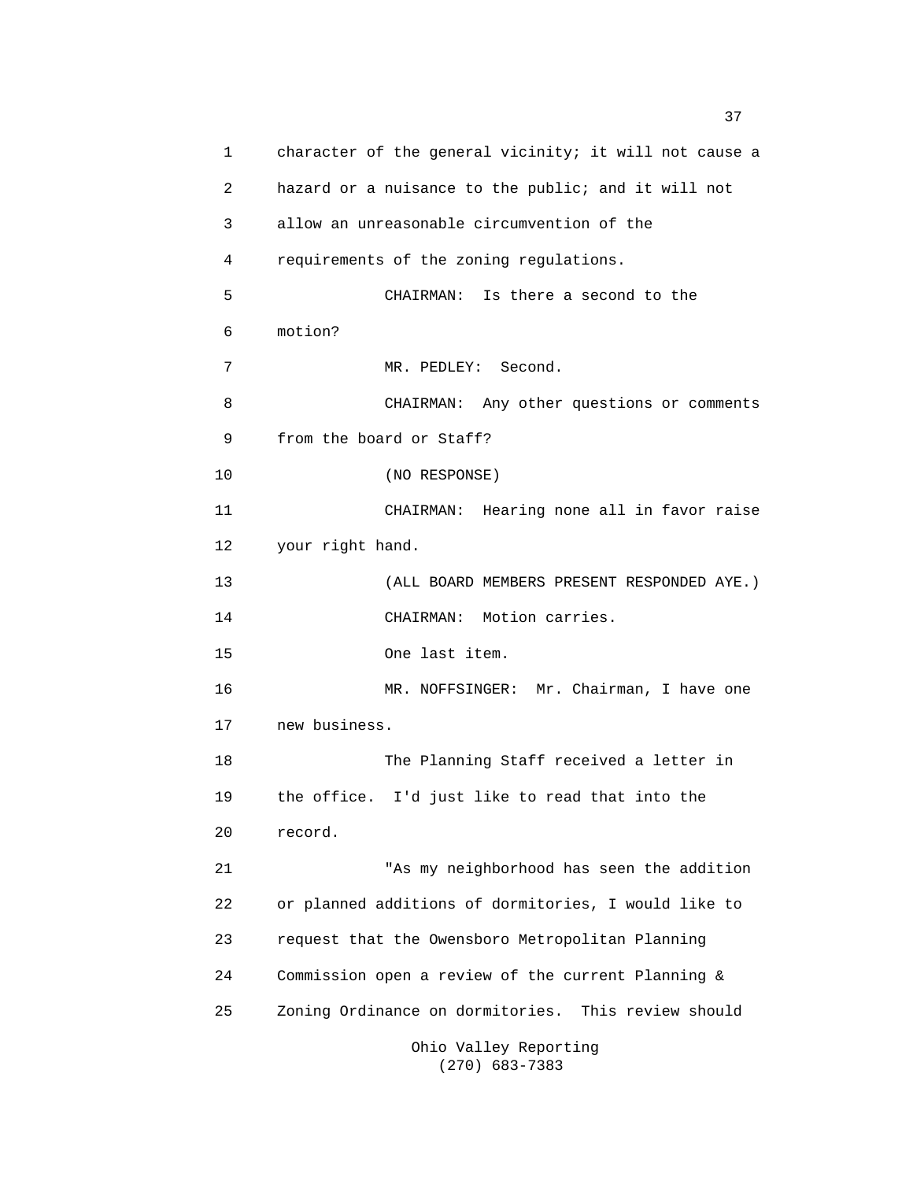character of the general vicinity; it will not cause a hazard or a nuisance to the public; and it will not allow an unreasonable circumvention of the requirements of the zoning regulations.

CHAIRMAN: Is there a second to the motion?

MR. PEDLEY: Second.

CHAIRMAN: Any other questions or comments from the board or Staff?

(NO RESPONSE)

CHAIRMAN: Hearing none all in favor raise your right hand.

(ALL BOARD MEMBERS PRESENT RESPONDED AYE.)

CHAIRMAN: Motion carries.

One last item.

MR. NOFFSINGER: Mr. Chairman, I have one new business.

The Planning Staff received a letter in the office. I'd just like to read that into the record.

"As my neighborhood has seen the addition or planned additions of dormitories, I would like to request that the Owensboro Metropolitan Planning Commission open a review of the current Planning & Zoning Ordinance on dormitories. This review should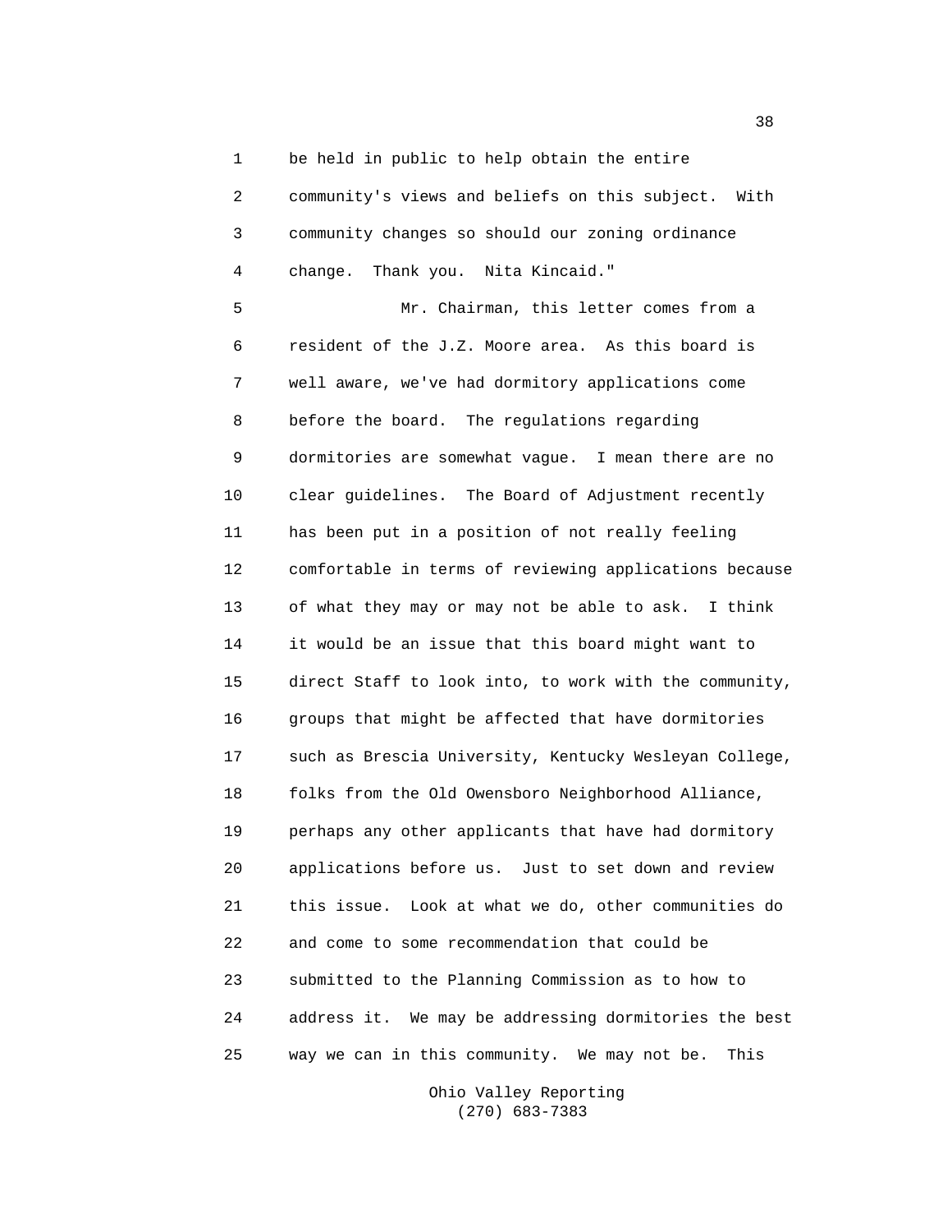be held in public to help obtain the entire community's views and beliefs on this subject. With community changes so should our zoning ordinance change. Thank you. Nita Kincaid."

Mr. Chairman, this letter comes from a resident of the J.Z. Moore area. As this board is well aware, we've had dormitory applications come before the board. The regulations regarding dormitories are somewhat vague. I mean there are no clear guidelines. The Board of Adjustment recently has been put in a position of not really feeling comfortable in terms of reviewing applications because of what they may or may not be able to ask. I think it would be an issue that this board might want to direct Staff to look into, to work with the community, groups that might be affected that have dormitories such as Brescia University, Kentucky Wesleyan College, folks from the Old Owensboro Neighborhood Alliance, perhaps any other applicants that have had dormitory applications before us. Just to set down and review this issue. Look at what we do, other communities do and come to some recommendation that could be submitted to the Planning Commission as to how to address it. We may be addressing dormitories the best way we can in this community. We may not be. This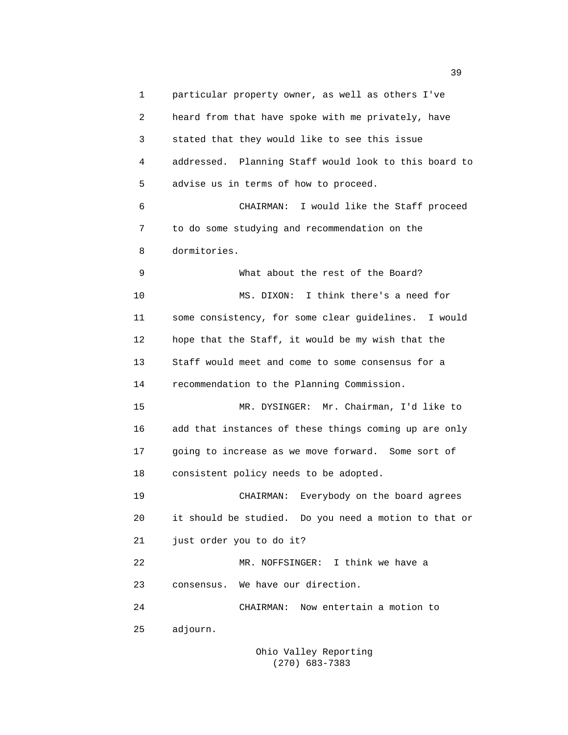1 particular property owner, as well as others I've
2 heard from that have spoke with me privately, have
3 stated that they would like to see this issue
4 addressed. Planning Staff would look to this board to
5 advise us in terms of how to proceed.

6 CHAIRMAN: I would like the Staff proceed
7 to do some studying and recommendation on the
8 dormitories.

9 What about the rest of the Board?

10 MS. DIXON: I think there's a need for
11 some consistency, for some clear guidelines. I would
12 hope that the Staff, it would be my wish that the
13 Staff would meet and come to some consensus for a
14 recommendation to the Planning Commission.

15 MR. DYSINGER: Mr. Chairman, I'd like to
16 add that instances of these things coming up are only
17 going to increase as we move forward. Some sort of
18 consistent policy needs to be adopted.

19 CHAIRMAN: Everybody on the board agrees
20 it should be studied. Do you need a motion to that or
21 just order you to do it?

22 MR. NOFFSINGER: I think we have a
23 consensus. We have our direction.

24 CHAIRMAN: Now entertain a motion to
25 adjourn.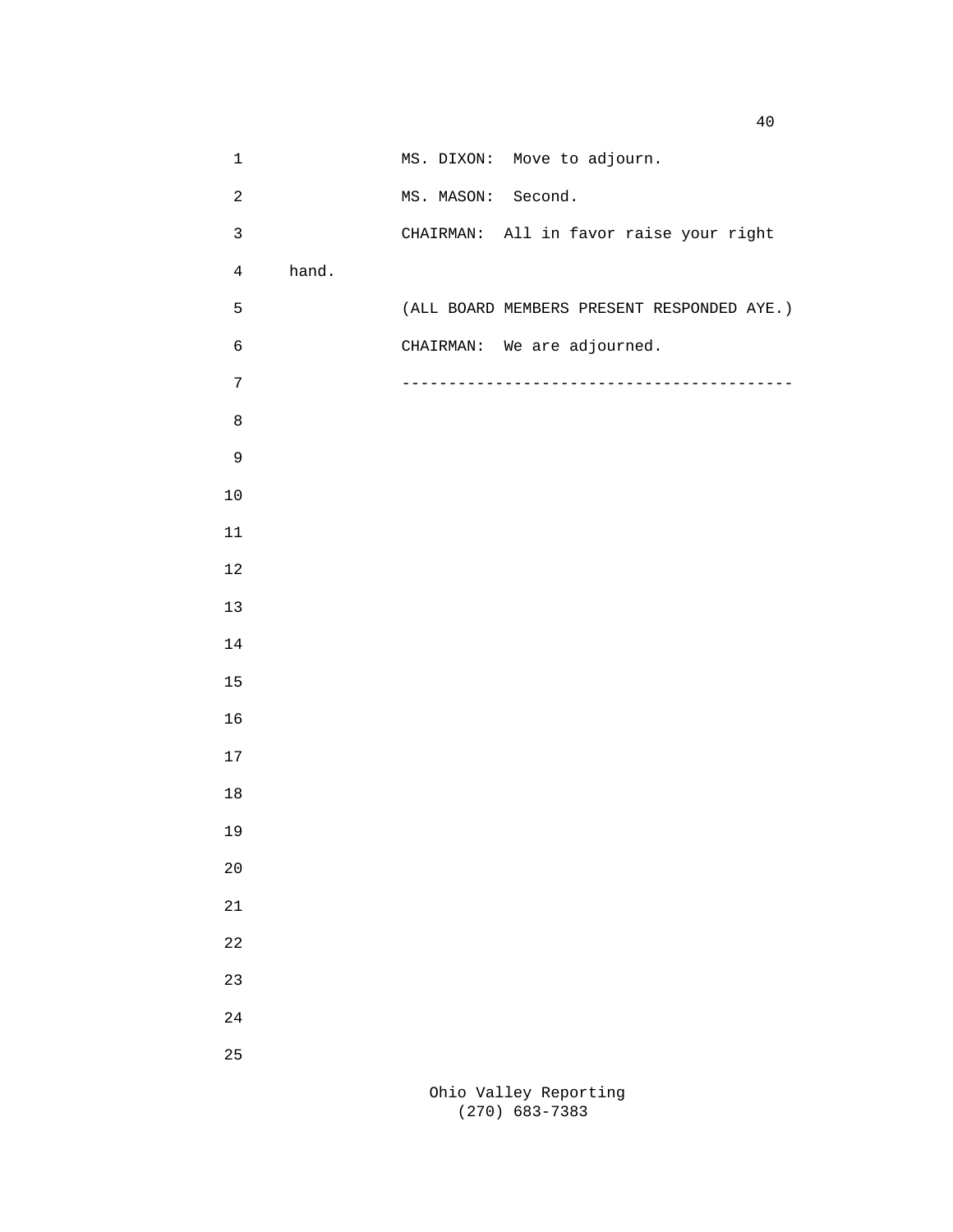MS. DIXON: Move to adjourn.

MS. MASON: Second.

CHAIRMAN: All in favor raise your right hand.

(ALL BOARD MEMBERS PRESENT RESPONDED AYE.)

CHAIRMAN: We are adjourned.

-----------------------------------------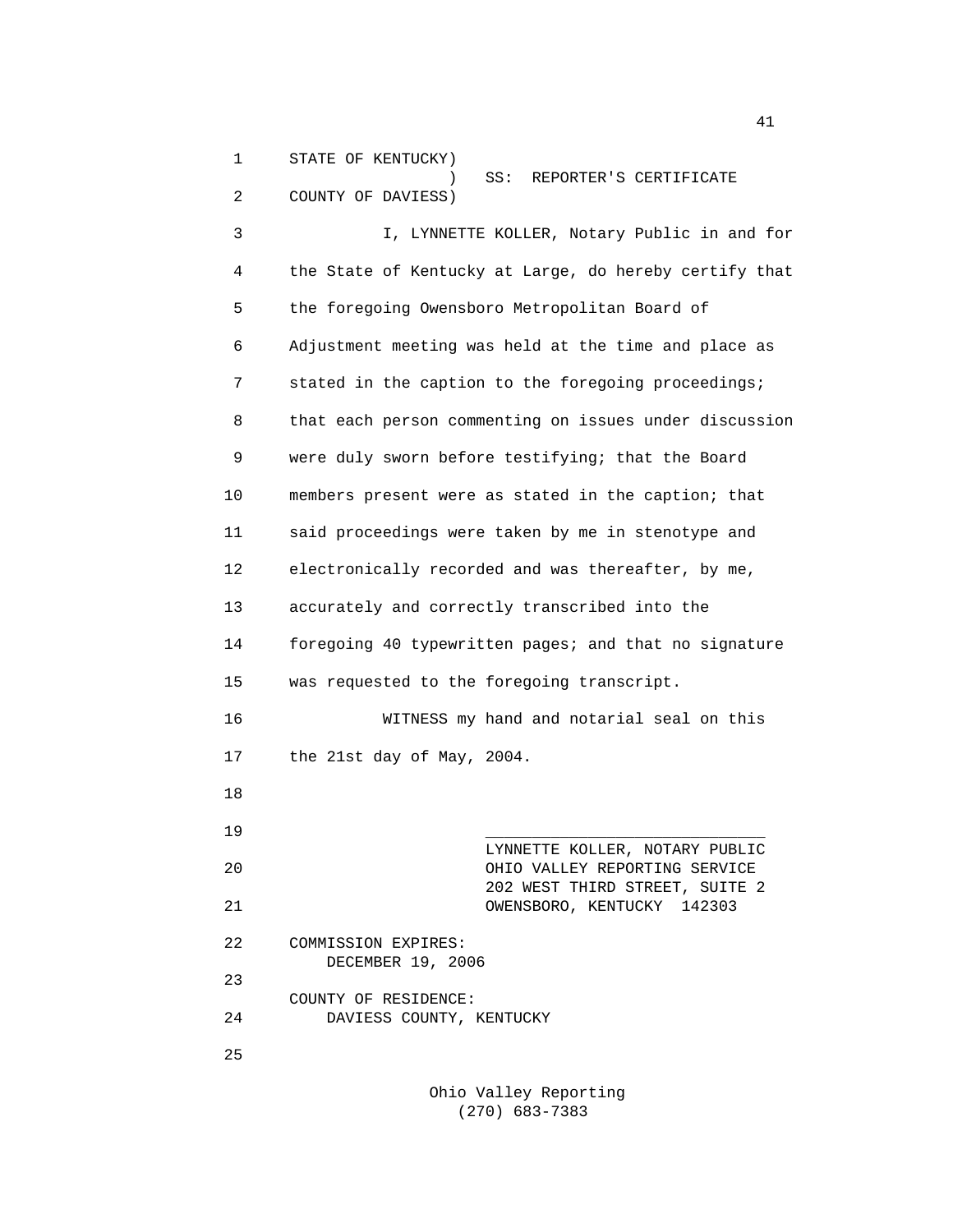STATE OF KENTUCKY)
                  )  SS:  REPORTER'S CERTIFICATE
COUNTY OF DAVIESS)

I, LYNNETTE KOLLER, Notary Public in and for the State of Kentucky at Large, do hereby certify that the foregoing Owensboro Metropolitan Board of Adjustment meeting was held at the time and place as stated in the caption to the foregoing proceedings; that each person commenting on issues under discussion were duly sworn before testifying; that the Board members present were as stated in the caption; that said proceedings were taken by me in stenotype and electronically recorded and was thereafter, by me, accurately and correctly transcribed into the foregoing 40 typewritten pages; and that no signature was requested to the foregoing transcript.

WITNESS my hand and notarial seal on this the 21st day of May, 2004.

\_\_\_\_\_\_\_\_\_\_\_\_\_\_\_\_\_\_\_\_\_\_\_\_\_\_\_\_\_\_

LYNNETTE KOLLER, NOTARY PUBLIC
OHIO VALLEY REPORTING SERVICE
202 WEST THIRD STREET, SUITE 2
OWENSBORO, KENTUCKY  142303

COMMISSION EXPIRES:
DECEMBER 19, 2006

COUNTY OF RESIDENCE:
DAVIESS COUNTY, KENTUCKY